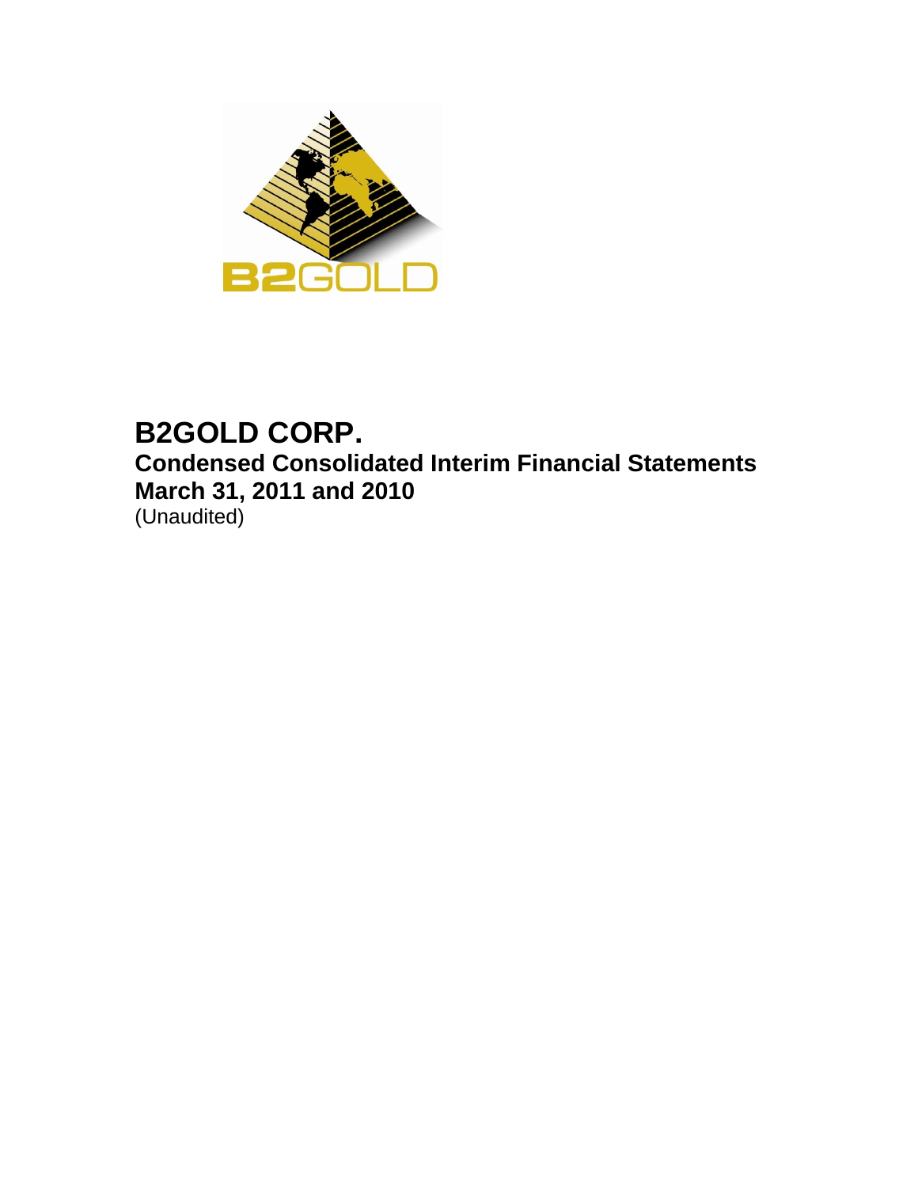# B2GOLD CORP.

## Condensed Consolidated Interim Financial Statements

## March 31, 2011 and 2010

(Unaudited)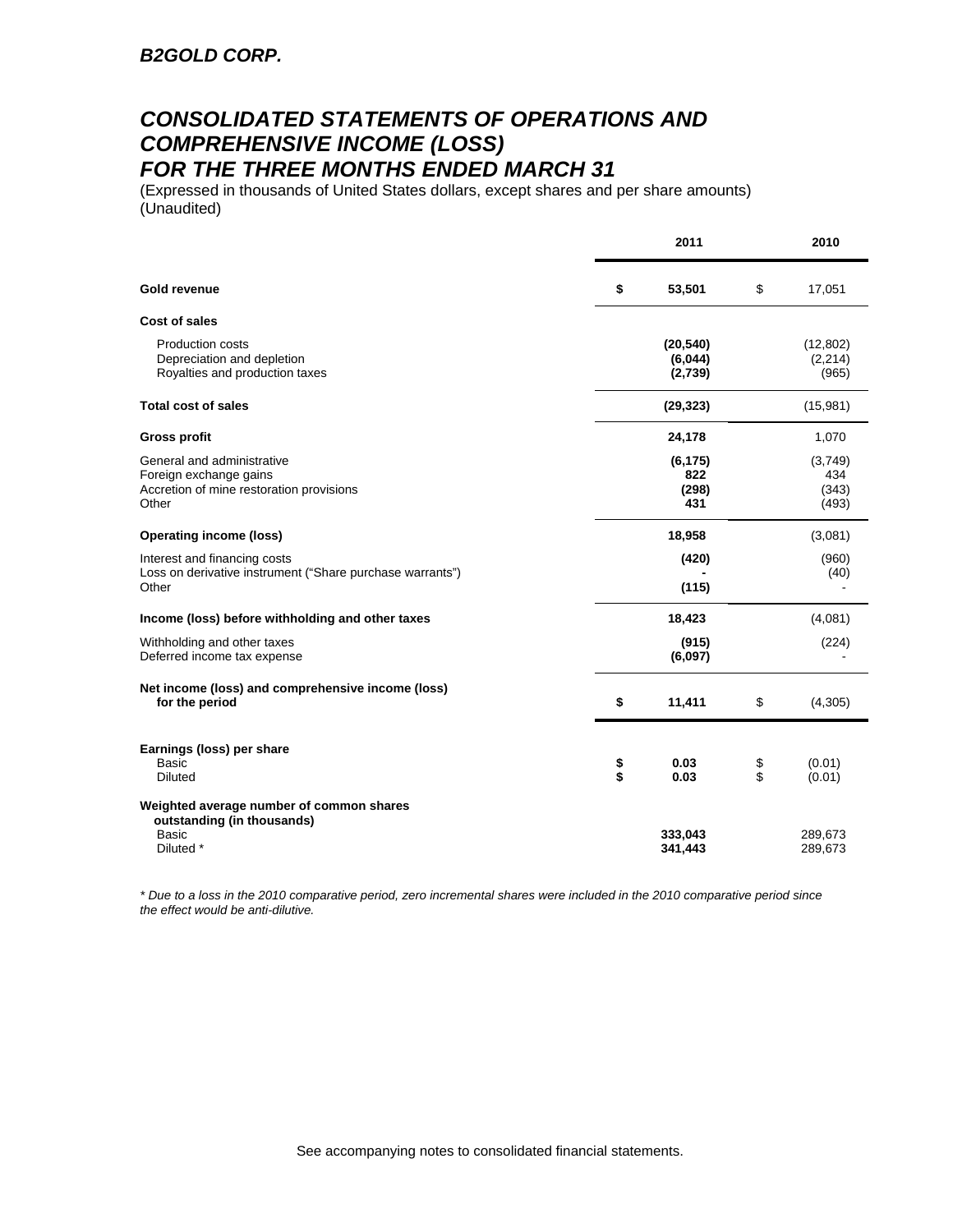***B2GOLD CORP.***

# *CONSOLIDATED STATEMENTS OF OPERATIONS AND COMPREHENSIVE INCOME (LOSS) FOR THE THREE MONTHS ENDED MARCH 31*

(Expressed in thousands of United States dollars, except shares and per share amounts)
(Unaudited)

| | | 2011 | | 2010 |
|---|---|---|---|---|
| **Gold revenue** | **$** | **53,501** | $ | 17,051 |
| **Cost of sales** | | | | |
| Production costs | | **(20,540)** | | (12,802) |
| Depreciation and depletion | | **(6,044)** | | (2,214) |
| Royalties and production taxes | | **(2,739)** | | (965) |
| **Total cost of sales** | | **(29,323)** | | (15,981) |
| **Gross profit** | | **24,178** | | 1,070 |
| General and administrative | | **(6,175)** | | (3,749) |
| Foreign exchange gains | | **822** | | 434 |
| Accretion of mine restoration provisions | | **(298)** | | (343) |
| Other | | **431** | | (493) |
| **Operating income (loss)** | | **18,958** | | (3,081) |
| Interest and financing costs | | **(420)** | | (960) |
| Loss on derivative instrument ("Share purchase warrants") | | **-** | | (40) |
| Other | | **(115)** | | - |
| **Income (loss) before withholding and other taxes** | | **18,423** | | (4,081) |
| Withholding and other taxes | | **(915)** | | (224) |
| Deferred income tax expense | | **(6,097)** | | - |
| **Net income (loss) and comprehensive income (loss) for the period** | **$** | **11,411** | $ | (4,305) |
| **Earnings (loss) per share** | | | | |
| Basic | **$** | **0.03** | $ | (0.01) |
| Diluted | **$** | **0.03** | $ | (0.01) |
| **Weighted average number of common shares outstanding (in thousands)** | | | | |
| Basic | | **333,043** | | 289,673 |
| Diluted * | | **341,443** | | 289,673 |

*\* Due to a loss in the 2010 comparative period, zero incremental shares were included in the 2010 comparative period since the effect would be anti-dilutive.*

See accompanying notes to consolidated financial statements.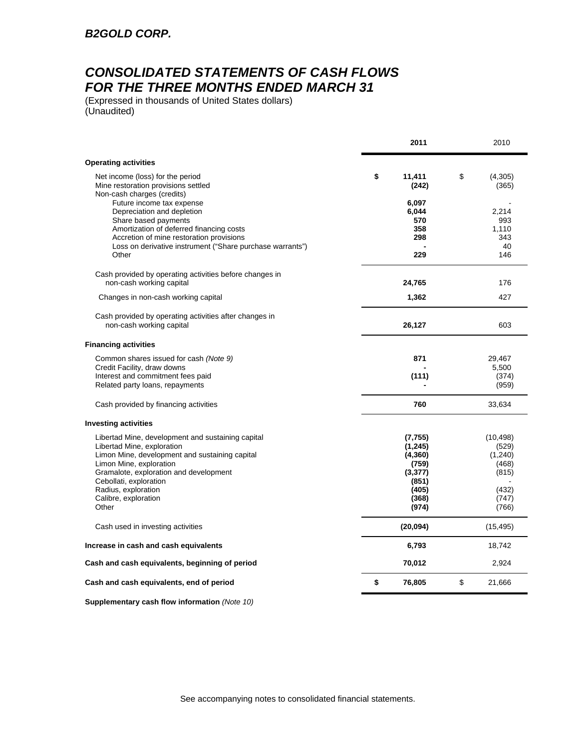# B2GOLD CORP.

# CONSOLIDATED STATEMENTS OF CASH FLOWS FOR THE THREE MONTHS ENDED MARCH 31

(Expressed in thousands of United States dollars)
(Unaudited)

| | **2011** | 2010 |
|---|---|---|
| **Operating activities** | | |
| Net income (loss) for the period | **$ 11,411** | $ (4,305) |
| Mine restoration provisions settled | **(242)** | (365) |
| Non-cash charges (credits) | | |
| Future income tax expense | **6,097** | - |
| Depreciation and depletion | **6,044** | 2,214 |
| Share based payments | **570** | 993 |
| Amortization of deferred financing costs | **358** | 1,110 |
| Accretion of mine restoration provisions | **298** | 343 |
| Loss on derivative instrument ("Share purchase warrants") | **-** | 40 |
| Other | **229** | 146 |
| Cash provided by operating activities before changes in non-cash working capital | **24,765** | 176 |
| Changes in non-cash working capital | **1,362** | 427 |
| Cash provided by operating activities after changes in non-cash working capital | **26,127** | 603 |
| **Financing activities** | | |
| Common shares issued for cash *(Note 9)* | **871** | 29,467 |
| Credit Facility, draw downs | **-** | 5,500 |
| Interest and commitment fees paid | **(111)** | (374) |
| Related party loans, repayments | **-** | (959) |
| Cash provided by financing activities | **760** | 33,634 |
| **Investing activities** | | |
| Libertad Mine, development and sustaining capital | **(7,755)** | (10,498) |
| Libertad Mine, exploration | **(1,245)** | (529) |
| Limon Mine, development and sustaining capital | **(4,360)** | (1,240) |
| Limon Mine, exploration | **(759)** | (468) |
| Gramalote, exploration and development | **(3,377)** | (815) |
| Cebollati, exploration | **(851)** | - |
| Radius, exploration | **(405)** | (432) |
| Calibre, exploration | **(368)** | (747) |
| Other | **(974)** | (766) |
| Cash used in investing activities | **(20,094)** | (15,495) |
| **Increase in cash and cash equivalents** | **6,793** | 18,742 |
| **Cash and cash equivalents, beginning of period** | **70,012** | 2,924 |
| **Cash and cash equivalents, end of period** | **$ 76,805** | $ 21,666 |

**Supplementary cash flow information** *(Note 10)*

See accompanying notes to consolidated financial statements.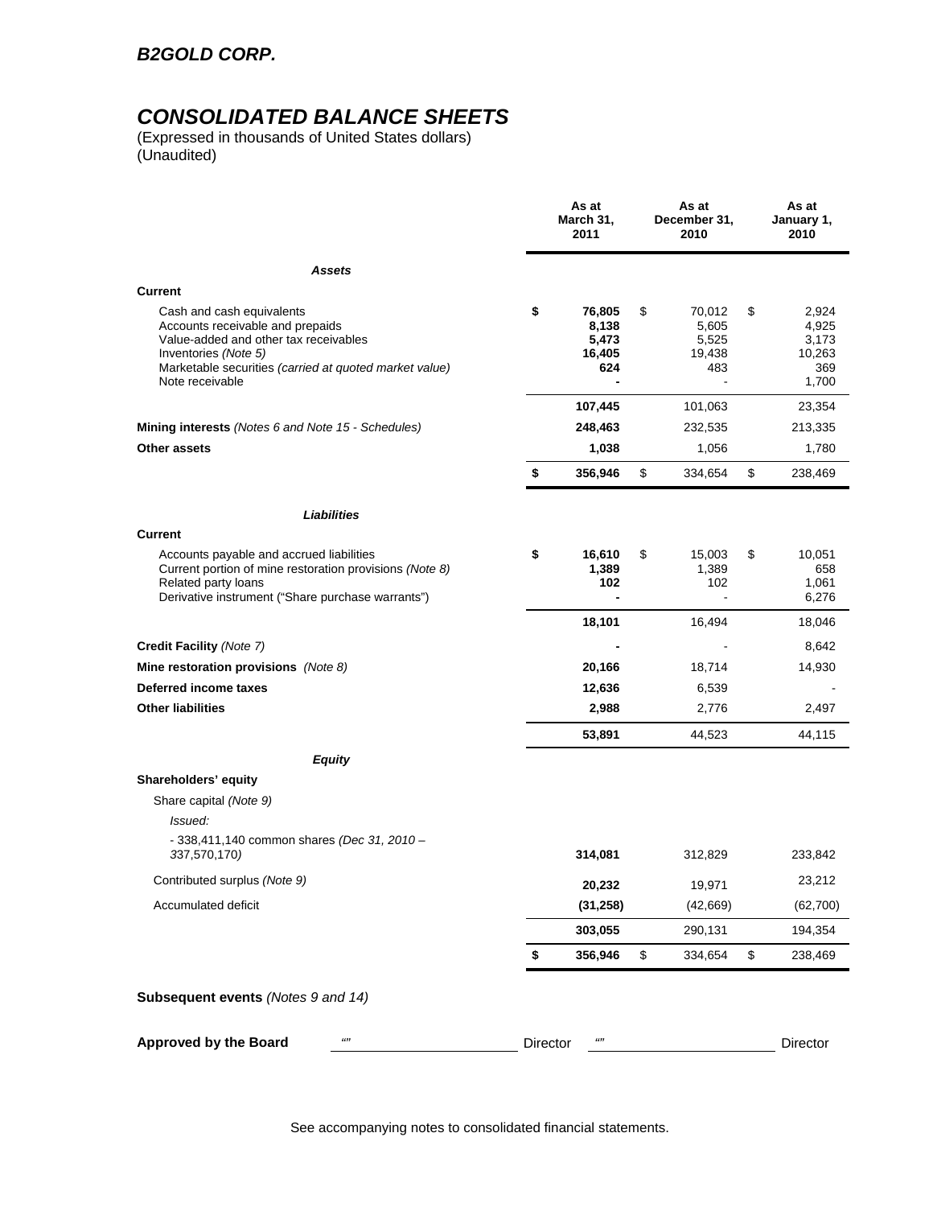# B2GOLD CORP.

## CONSOLIDATED BALANCE SHEETS

(Expressed in thousands of United States dollars)
(Unaudited)

| | As at March 31, 2011 | As at December 31, 2010 | As at January 1, 2010 |
|---|---|---|---|
| ***Assets*** | | | |
| **Current** | | | |
| Cash and cash equivalents | $ **76,805** | $ 70,012 | $ 2,924 |
| Accounts receivable and prepaids | **8,138** | 5,605 | 4,925 |
| Value-added and other tax receivables | **5,473** | 5,525 | 3,173 |
| Inventories *(Note 5)* | **16,405** | 19,438 | 10,263 |
| Marketable securities *(carried at quoted market value)* | **624** | 483 | 369 |
| Note receivable | **-** | - | 1,700 |
| | **107,445** | 101,063 | 23,354 |
| **Mining interests** *(Notes 6 and Note 15 - Schedules)* | **248,463** | 232,535 | 213,335 |
| **Other assets** | **1,038** | 1,056 | 1,780 |
| | $ **356,946** | $ 334,654 | $ 238,469 |
| ***Liabilities*** | | | |
| **Current** | | | |
| Accounts payable and accrued liabilities | $ **16,610** | $ 15,003 | $ 10,051 |
| Current portion of mine restoration provisions *(Note 8)* | **1,389** | 1,389 | 658 |
| Related party loans | **102** | 102 | 1,061 |
| Derivative instrument ("Share purchase warrants") | **-** | - | 6,276 |
| | **18,101** | 16,494 | 18,046 |
| **Credit Facility** *(Note 7)* | **-** | - | 8,642 |
| **Mine restoration provisions** *(Note 8)* | **20,166** | 18,714 | 14,930 |
| **Deferred income taxes** | **12,636** | 6,539 | - |
| **Other liabilities** | **2,988** | 2,776 | 2,497 |
| | **53,891** | 44,523 | 44,115 |
| ***Equity*** | | | |
| **Shareholders' equity** | | | |
| Share capital *(Note 9)* | | | |
| *Issued:* | | | |
| - 338,411,140 common shares *(Dec 31, 2010 – 337,570,170)* | **314,081** | 312,829 | 233,842 |
| Contributed surplus *(Note 9)* | **20,232** | 19,971 | 23,212 |
| Accumulated deficit | **(31,258)** | (42,669) | (62,700) |
| | **303,055** | 290,131 | 194,354 |
| | $ **356,946** | $ 334,654 | $ 238,469 |

**Subsequent events** *(Notes 9 and 14)*

**Approved by the Board** "" Director "" Director

See accompanying notes to consolidated financial statements.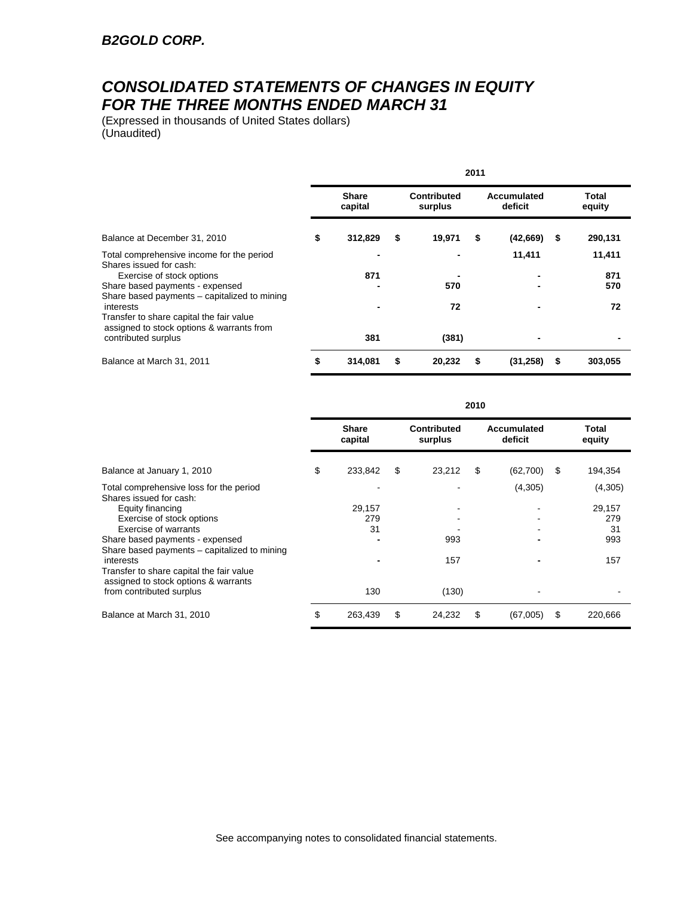**B2GOLD CORP.**

# CONSOLIDATED STATEMENTS OF CHANGES IN EQUITY FOR THE THREE MONTHS ENDED MARCH 31

(Expressed in thousands of United States dollars)
(Unaudited)

| | 2011 | | | |
|---|---|---|---|---|
| | Share capital | Contributed surplus | Accumulated deficit | Total equity |
| **Balance at December 31, 2010** | **$ 312,829** | **$ 19,971** | **$ (42,669)** | **$ 290,131** |
| Total comprehensive income for the period | **-** | **-** | **11,411** | **11,411** |
| Shares issued for cash: | | | | |
| Exercise of stock options | **871** | **-** | **-** | **871** |
| Share based payments - expensed | **-** | **570** | **-** | **570** |
| Share based payments – capitalized to mining interests | **-** | **72** | **-** | **72** |
| Transfer to share capital the fair value assigned to stock options & warrants from contributed surplus | **381** | **(381)** | **-** | **-** |
| **Balance at March 31, 2011** | **$ 314,081** | **$ 20,232** | **$ (31,258)** | **$ 303,055** |

| | 2010 | | | |
|---|---|---|---|---|
| | Share capital | Contributed surplus | Accumulated deficit | Total equity |
| Balance at January 1, 2010 | $ 233,842 | $ 23,212 | $ (62,700) | $ 194,354 |
| Total comprehensive loss for the period | - | - | (4,305) | (4,305) |
| Shares issued for cash: | | | | |
| Equity financing | 29,157 | - | - | 29,157 |
| Exercise of stock options | 279 | - | - | 279 |
| Exercise of warrants | 31 | - | - | 31 |
| Share based payments - expensed | - | 993 | - | 993 |
| Share based payments – capitalized to mining interests | - | 157 | - | 157 |
| Transfer to share capital the fair value assigned to stock options & warrants from contributed surplus | 130 | (130) | - | - |
| Balance at March 31, 2010 | $ 263,439 | $ 24,232 | $ (67,005) | $ 220,666 |

See accompanying notes to consolidated financial statements.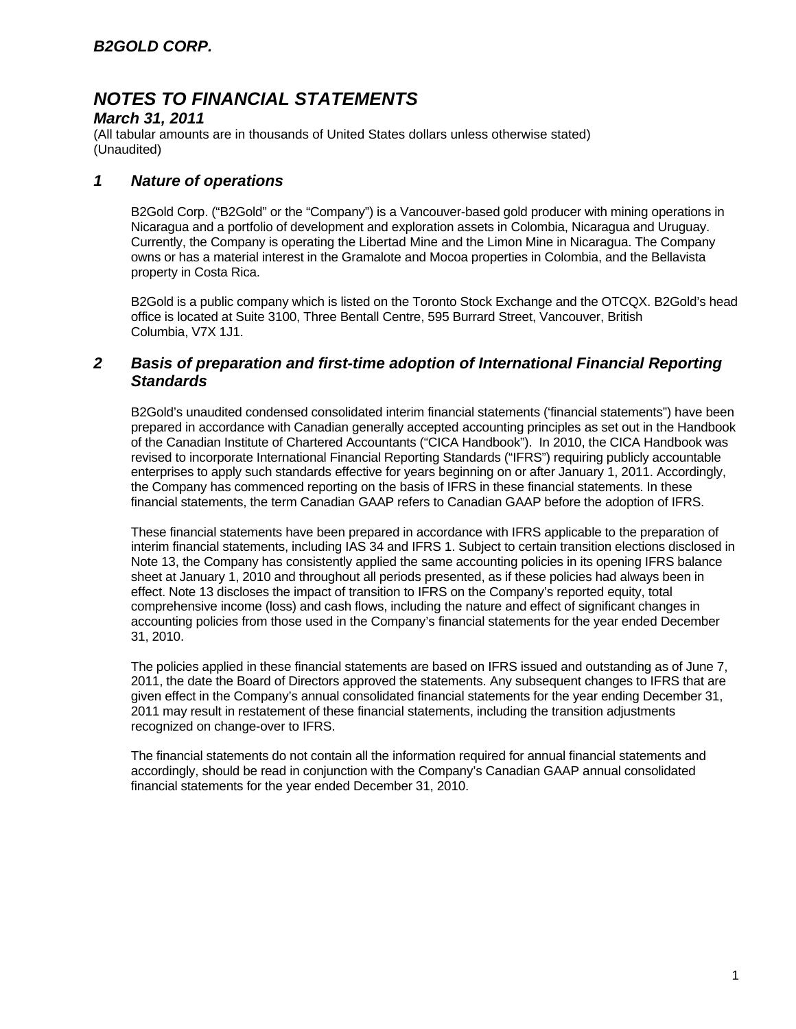# NOTES TO FINANCIAL STATEMENTS

### *March 31, 2011*

(All tabular amounts are in thousands of United States dollars unless otherwise stated)
(Unaudited)

## *1 Nature of operations*

B2Gold Corp. ("B2Gold" or the "Company") is a Vancouver-based gold producer with mining operations in Nicaragua and a portfolio of development and exploration assets in Colombia, Nicaragua and Uruguay. Currently, the Company is operating the Libertad Mine and the Limon Mine in Nicaragua. The Company owns or has a material interest in the Gramalote and Mocoa properties in Colombia, and the Bellavista property in Costa Rica.

B2Gold is a public company which is listed on the Toronto Stock Exchange and the OTCQX. B2Gold's head office is located at Suite 3100, Three Bentall Centre, 595 Burrard Street, Vancouver, British Columbia, V7X 1J1.

## *2 Basis of preparation and first-time adoption of International Financial Reporting Standards*

B2Gold's unaudited condensed consolidated interim financial statements ('financial statements") have been prepared in accordance with Canadian generally accepted accounting principles as set out in the Handbook of the Canadian Institute of Chartered Accountants ("CICA Handbook"). In 2010, the CICA Handbook was revised to incorporate International Financial Reporting Standards ("IFRS") requiring publicly accountable enterprises to apply such standards effective for years beginning on or after January 1, 2011. Accordingly, the Company has commenced reporting on the basis of IFRS in these financial statements. In these financial statements, the term Canadian GAAP refers to Canadian GAAP before the adoption of IFRS.

These financial statements have been prepared in accordance with IFRS applicable to the preparation of interim financial statements, including IAS 34 and IFRS 1. Subject to certain transition elections disclosed in Note 13, the Company has consistently applied the same accounting policies in its opening IFRS balance sheet at January 1, 2010 and throughout all periods presented, as if these policies had always been in effect. Note 13 discloses the impact of transition to IFRS on the Company's reported equity, total comprehensive income (loss) and cash flows, including the nature and effect of significant changes in accounting policies from those used in the Company's financial statements for the year ended December 31, 2010.

The policies applied in these financial statements are based on IFRS issued and outstanding as of June 7, 2011, the date the Board of Directors approved the statements. Any subsequent changes to IFRS that are given effect in the Company's annual consolidated financial statements for the year ending December 31, 2011 may result in restatement of these financial statements, including the transition adjustments recognized on change-over to IFRS.

The financial statements do not contain all the information required for annual financial statements and accordingly, should be read in conjunction with the Company's Canadian GAAP annual consolidated financial statements for the year ended December 31, 2010.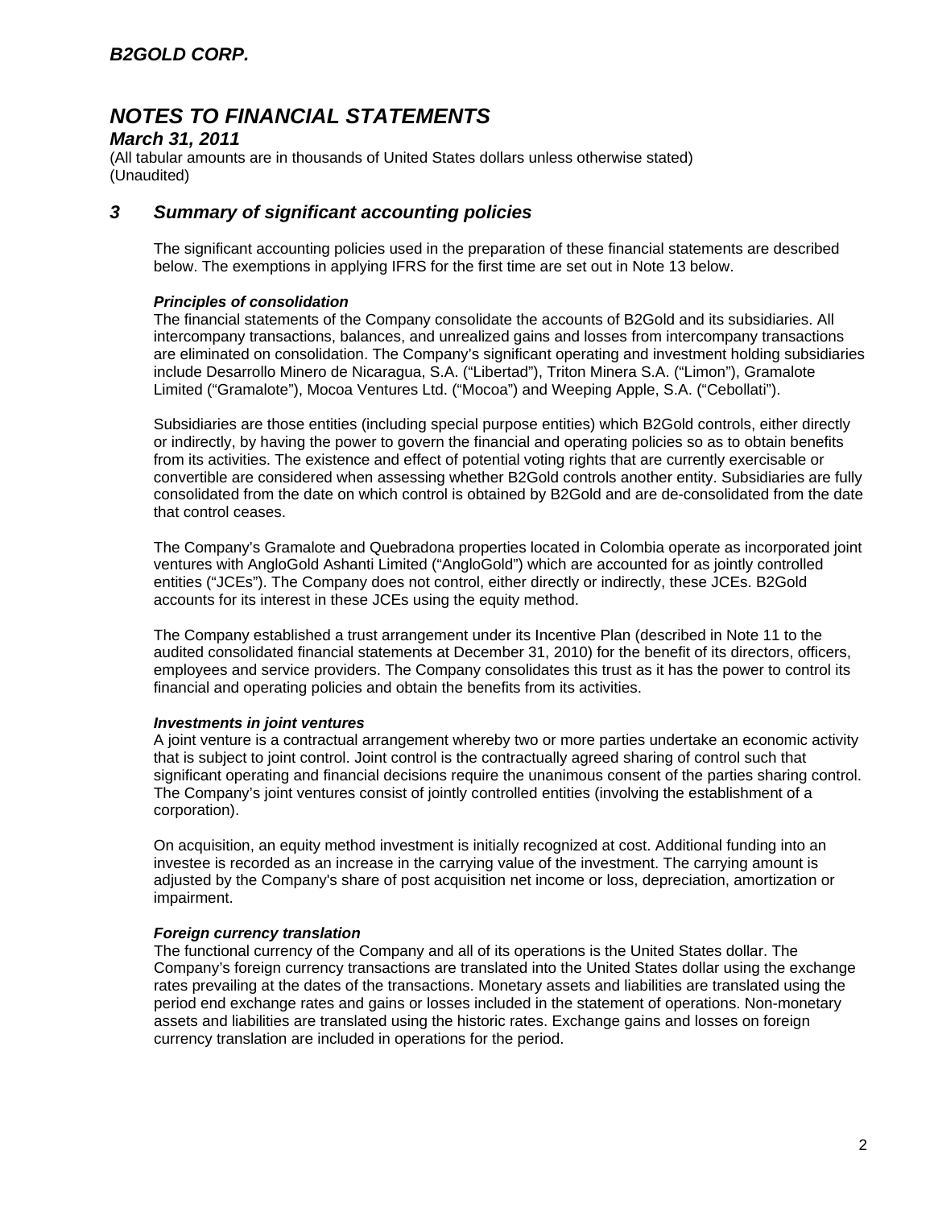# NOTES TO FINANCIAL STATEMENTS

## March 31, 2011

(All tabular amounts are in thousands of United States dollars unless otherwise stated)
(Unaudited)

## 3 Summary of significant accounting policies

The significant accounting policies used in the preparation of these financial statements are described below. The exemptions in applying IFRS for the first time are set out in Note 13 below.

### *Principles of consolidation*

The financial statements of the Company consolidate the accounts of B2Gold and its subsidiaries. All intercompany transactions, balances, and unrealized gains and losses from intercompany transactions are eliminated on consolidation. The Company's significant operating and investment holding subsidiaries include Desarrollo Minero de Nicaragua, S.A. ("Libertad"), Triton Minera S.A. ("Limon"), Gramalote Limited ("Gramalote"), Mocoa Ventures Ltd. ("Mocoa") and Weeping Apple, S.A. ("Cebollati").

Subsidiaries are those entities (including special purpose entities) which B2Gold controls, either directly or indirectly, by having the power to govern the financial and operating policies so as to obtain benefits from its activities. The existence and effect of potential voting rights that are currently exercisable or convertible are considered when assessing whether B2Gold controls another entity. Subsidiaries are fully consolidated from the date on which control is obtained by B2Gold and are de-consolidated from the date that control ceases.

The Company's Gramalote and Quebradona properties located in Colombia operate as incorporated joint ventures with AngloGold Ashanti Limited ("AngloGold") which are accounted for as jointly controlled entities ("JCEs"). The Company does not control, either directly or indirectly, these JCEs. B2Gold accounts for its interest in these JCEs using the equity method.

The Company established a trust arrangement under its Incentive Plan (described in Note 11 to the audited consolidated financial statements at December 31, 2010) for the benefit of its directors, officers, employees and service providers. The Company consolidates this trust as it has the power to control its financial and operating policies and obtain the benefits from its activities.

### *Investments in joint ventures*

A joint venture is a contractual arrangement whereby two or more parties undertake an economic activity that is subject to joint control. Joint control is the contractually agreed sharing of control such that significant operating and financial decisions require the unanimous consent of the parties sharing control. The Company's joint ventures consist of jointly controlled entities (involving the establishment of a corporation).

On acquisition, an equity method investment is initially recognized at cost. Additional funding into an investee is recorded as an increase in the carrying value of the investment. The carrying amount is adjusted by the Company's share of post acquisition net income or loss, depreciation, amortization or impairment.

### *Foreign currency translation*

The functional currency of the Company and all of its operations is the United States dollar. The Company's foreign currency transactions are translated into the United States dollar using the exchange rates prevailing at the dates of the transactions. Monetary assets and liabilities are translated using the period end exchange rates and gains or losses included in the statement of operations. Non-monetary assets and liabilities are translated using the historic rates. Exchange gains and losses on foreign currency translation are included in operations for the period.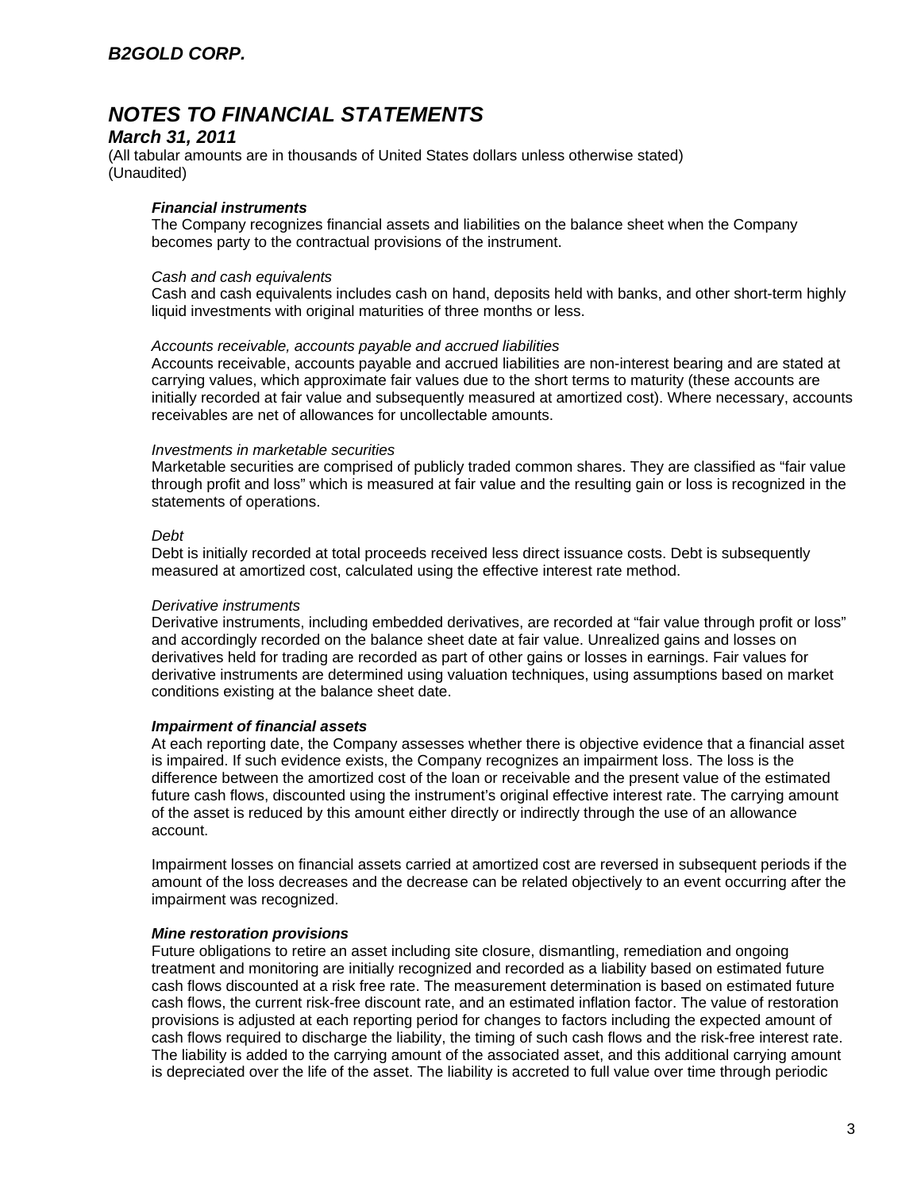***Financial instruments***

The Company recognizes financial assets and liabilities on the balance sheet when the Company becomes party to the contractual provisions of the instrument.

*Cash and cash equivalents*

Cash and cash equivalents includes cash on hand, deposits held with banks, and other short-term highly liquid investments with original maturities of three months or less.

*Accounts receivable, accounts payable and accrued liabilities*

Accounts receivable, accounts payable and accrued liabilities are non-interest bearing and are stated at carrying values, which approximate fair values due to the short terms to maturity (these accounts are initially recorded at fair value and subsequently measured at amortized cost). Where necessary, accounts receivables are net of allowances for uncollectable amounts.

*Investments in marketable securities*

Marketable securities are comprised of publicly traded common shares. They are classified as "fair value through profit and loss" which is measured at fair value and the resulting gain or loss is recognized in the statements of operations.

*Debt*

Debt is initially recorded at total proceeds received less direct issuance costs. Debt is subsequently measured at amortized cost, calculated using the effective interest rate method.

*Derivative instruments*

Derivative instruments, including embedded derivatives, are recorded at "fair value through profit or loss" and accordingly recorded on the balance sheet date at fair value. Unrealized gains and losses on derivatives held for trading are recorded as part of other gains or losses in earnings. Fair values for derivative instruments are determined using valuation techniques, using assumptions based on market conditions existing at the balance sheet date.

***Impairment of financial assets***

At each reporting date, the Company assesses whether there is objective evidence that a financial asset is impaired. If such evidence exists, the Company recognizes an impairment loss. The loss is the difference between the amortized cost of the loan or receivable and the present value of the estimated future cash flows, discounted using the instrument's original effective interest rate. The carrying amount of the asset is reduced by this amount either directly or indirectly through the use of an allowance account.

Impairment losses on financial assets carried at amortized cost are reversed in subsequent periods if the amount of the loss decreases and the decrease can be related objectively to an event occurring after the impairment was recognized.

***Mine restoration provisions***

Future obligations to retire an asset including site closure, dismantling, remediation and ongoing treatment and monitoring are initially recognized and recorded as a liability based on estimated future cash flows discounted at a risk free rate. The measurement determination is based on estimated future cash flows, the current risk-free discount rate, and an estimated inflation factor. The value of restoration provisions is adjusted at each reporting period for changes to factors including the expected amount of cash flows required to discharge the liability, the timing of such cash flows and the risk-free interest rate. The liability is added to the carrying amount of the associated asset, and this additional carrying amount is depreciated over the life of the asset. The liability is accreted to full value over time through periodic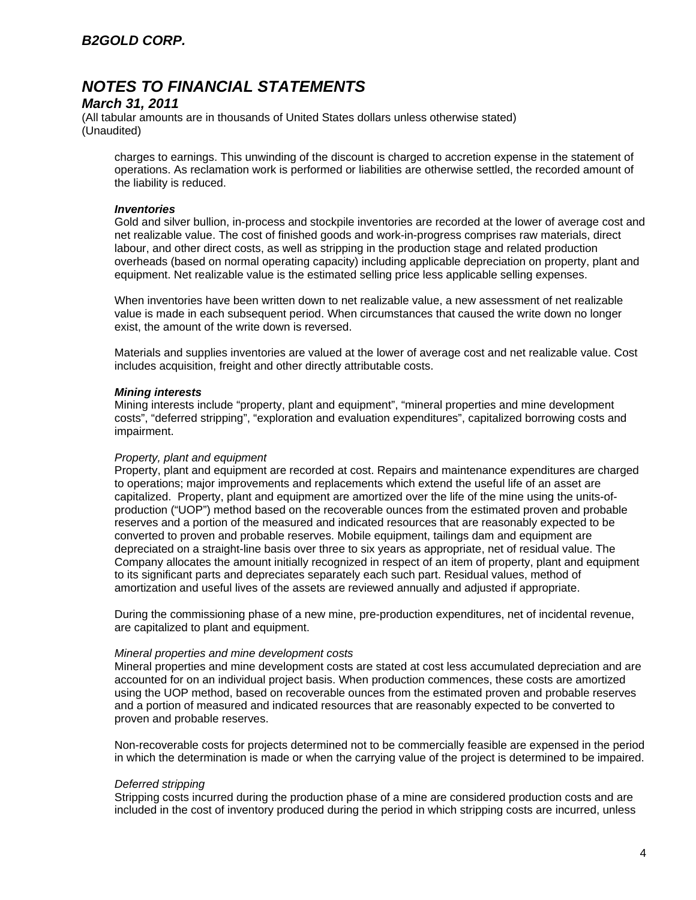charges to earnings. This unwinding of the discount is charged to accretion expense in the statement of operations. As reclamation work is performed or liabilities are otherwise settled, the recorded amount of the liability is reduced.

***Inventories***

Gold and silver bullion, in-process and stockpile inventories are recorded at the lower of average cost and net realizable value. The cost of finished goods and work-in-progress comprises raw materials, direct labour, and other direct costs, as well as stripping in the production stage and related production overheads (based on normal operating capacity) including applicable depreciation on property, plant and equipment. Net realizable value is the estimated selling price less applicable selling expenses.

When inventories have been written down to net realizable value, a new assessment of net realizable value is made in each subsequent period. When circumstances that caused the write down no longer exist, the amount of the write down is reversed.

Materials and supplies inventories are valued at the lower of average cost and net realizable value. Cost includes acquisition, freight and other directly attributable costs.

***Mining interests***

Mining interests include "property, plant and equipment", "mineral properties and mine development costs", "deferred stripping", "exploration and evaluation expenditures", capitalized borrowing costs and impairment.

*Property, plant and equipment*

Property, plant and equipment are recorded at cost. Repairs and maintenance expenditures are charged to operations; major improvements and replacements which extend the useful life of an asset are capitalized. Property, plant and equipment are amortized over the life of the mine using the units-of-production ("UOP") method based on the recoverable ounces from the estimated proven and probable reserves and a portion of the measured and indicated resources that are reasonably expected to be converted to proven and probable reserves. Mobile equipment, tailings dam and equipment are depreciated on a straight-line basis over three to six years as appropriate, net of residual value. The Company allocates the amount initially recognized in respect of an item of property, plant and equipment to its significant parts and depreciates separately each such part. Residual values, method of amortization and useful lives of the assets are reviewed annually and adjusted if appropriate.

During the commissioning phase of a new mine, pre-production expenditures, net of incidental revenue, are capitalized to plant and equipment.

*Mineral properties and mine development costs*

Mineral properties and mine development costs are stated at cost less accumulated depreciation and are accounted for on an individual project basis. When production commences, these costs are amortized using the UOP method, based on recoverable ounces from the estimated proven and probable reserves and a portion of measured and indicated resources that are reasonably expected to be converted to proven and probable reserves.

Non-recoverable costs for projects determined not to be commercially feasible are expensed in the period in which the determination is made or when the carrying value of the project is determined to be impaired.

*Deferred stripping*

Stripping costs incurred during the production phase of a mine are considered production costs and are included in the cost of inventory produced during the period in which stripping costs are incurred, unless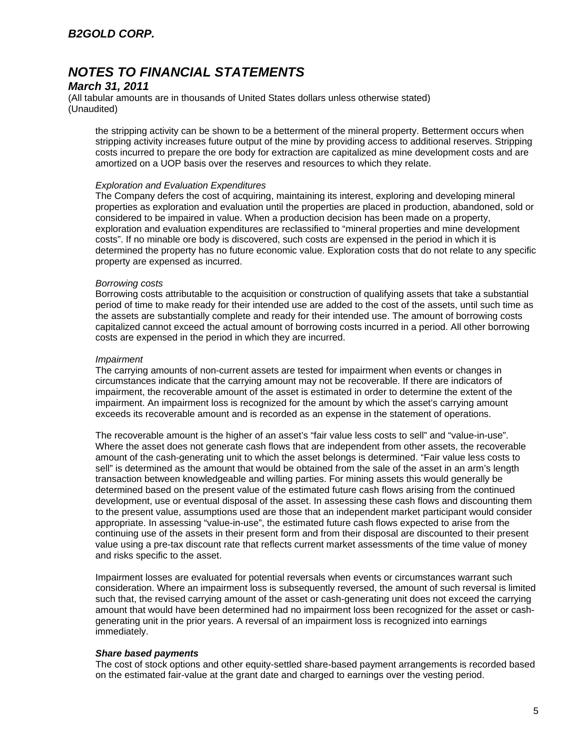the stripping activity can be shown to be a betterment of the mineral property. Betterment occurs when stripping activity increases future output of the mine by providing access to additional reserves. Stripping costs incurred to prepare the ore body for extraction are capitalized as mine development costs and are amortized on a UOP basis over the reserves and resources to which they relate.

*Exploration and Evaluation Expenditures*
The Company defers the cost of acquiring, maintaining its interest, exploring and developing mineral properties as exploration and evaluation until the properties are placed in production, abandoned, sold or considered to be impaired in value. When a production decision has been made on a property, exploration and evaluation expenditures are reclassified to "mineral properties and mine development costs". If no minable ore body is discovered, such costs are expensed in the period in which it is determined the property has no future economic value. Exploration costs that do not relate to any specific property are expensed as incurred.

*Borrowing costs*
Borrowing costs attributable to the acquisition or construction of qualifying assets that take a substantial period of time to make ready for their intended use are added to the cost of the assets, until such time as the assets are substantially complete and ready for their intended use. The amount of borrowing costs capitalized cannot exceed the actual amount of borrowing costs incurred in a period. All other borrowing costs are expensed in the period in which they are incurred.

*Impairment*
The carrying amounts of non-current assets are tested for impairment when events or changes in circumstances indicate that the carrying amount may not be recoverable. If there are indicators of impairment, the recoverable amount of the asset is estimated in order to determine the extent of the impairment. An impairment loss is recognized for the amount by which the asset's carrying amount exceeds its recoverable amount and is recorded as an expense in the statement of operations.

The recoverable amount is the higher of an asset's "fair value less costs to sell" and "value-in-use". Where the asset does not generate cash flows that are independent from other assets, the recoverable amount of the cash-generating unit to which the asset belongs is determined. "Fair value less costs to sell" is determined as the amount that would be obtained from the sale of the asset in an arm's length transaction between knowledgeable and willing parties. For mining assets this would generally be determined based on the present value of the estimated future cash flows arising from the continued development, use or eventual disposal of the asset. In assessing these cash flows and discounting them to the present value, assumptions used are those that an independent market participant would consider appropriate. In assessing "value-in-use", the estimated future cash flows expected to arise from the continuing use of the assets in their present form and from their disposal are discounted to their present value using a pre-tax discount rate that reflects current market assessments of the time value of money and risks specific to the asset.

Impairment losses are evaluated for potential reversals when events or circumstances warrant such consideration. Where an impairment loss is subsequently reversed, the amount of such reversal is limited such that, the revised carrying amount of the asset or cash-generating unit does not exceed the carrying amount that would have been determined had no impairment loss been recognized for the asset or cash-generating unit in the prior years. A reversal of an impairment loss is recognized into earnings immediately.

***Share based payments***
The cost of stock options and other equity-settled share-based payment arrangements is recorded based on the estimated fair-value at the grant date and charged to earnings over the vesting period.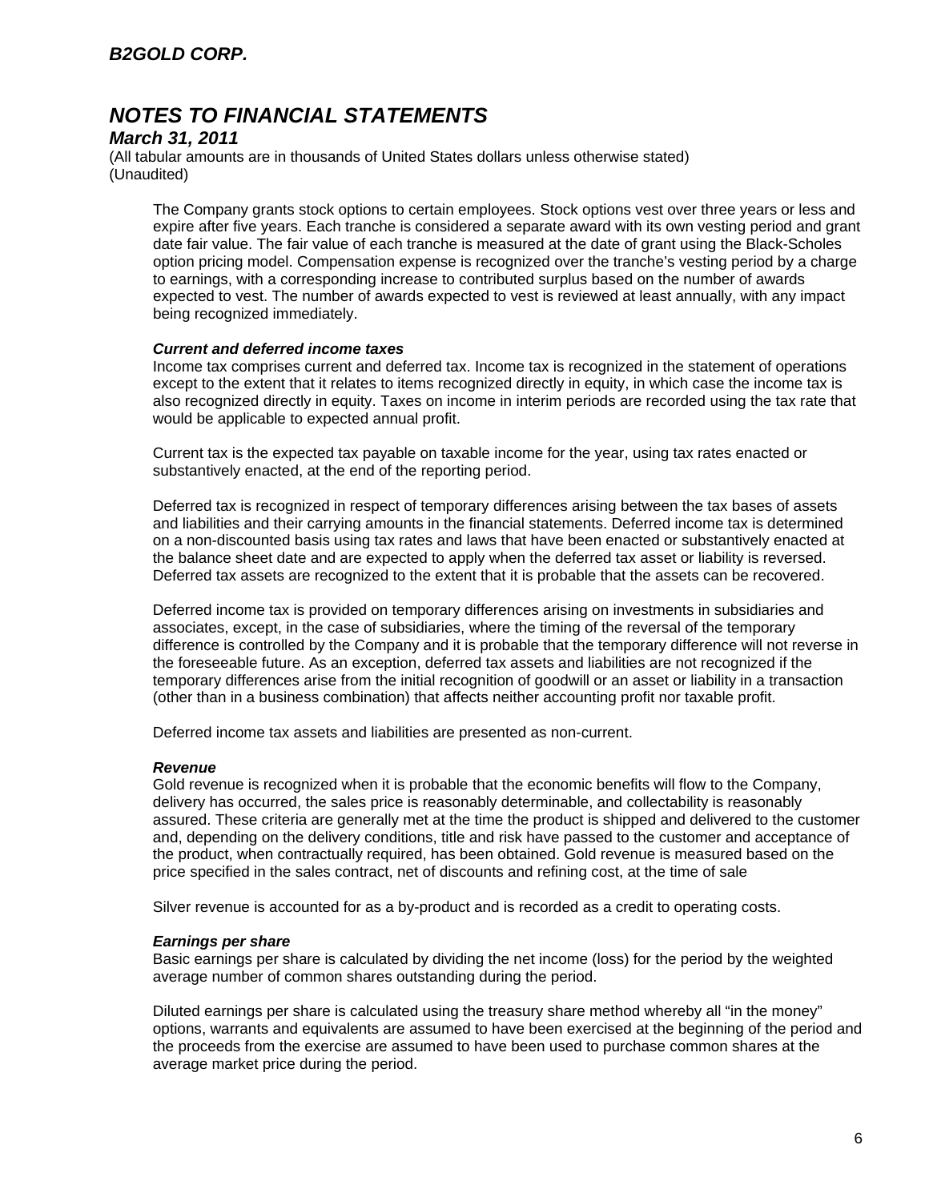# B2GOLD CORP.

# NOTES TO FINANCIAL STATEMENTS

## March 31, 2011

(All tabular amounts are in thousands of United States dollars unless otherwise stated)
(Unaudited)

The Company grants stock options to certain employees. Stock options vest over three years or less and expire after five years. Each tranche is considered a separate award with its own vesting period and grant date fair value. The fair value of each tranche is measured at the date of grant using the Black-Scholes option pricing model. Compensation expense is recognized over the tranche's vesting period by a charge to earnings, with a corresponding increase to contributed surplus based on the number of awards expected to vest. The number of awards expected to vest is reviewed at least annually, with any impact being recognized immediately.

***Current and deferred income taxes***

Income tax comprises current and deferred tax. Income tax is recognized in the statement of operations except to the extent that it relates to items recognized directly in equity, in which case the income tax is also recognized directly in equity. Taxes on income in interim periods are recorded using the tax rate that would be applicable to expected annual profit.

Current tax is the expected tax payable on taxable income for the year, using tax rates enacted or substantively enacted, at the end of the reporting period.

Deferred tax is recognized in respect of temporary differences arising between the tax bases of assets and liabilities and their carrying amounts in the financial statements. Deferred income tax is determined on a non-discounted basis using tax rates and laws that have been enacted or substantively enacted at the balance sheet date and are expected to apply when the deferred tax asset or liability is reversed. Deferred tax assets are recognized to the extent that it is probable that the assets can be recovered.

Deferred income tax is provided on temporary differences arising on investments in subsidiaries and associates, except, in the case of subsidiaries, where the timing of the reversal of the temporary difference is controlled by the Company and it is probable that the temporary difference will not reverse in the foreseeable future. As an exception, deferred tax assets and liabilities are not recognized if the temporary differences arise from the initial recognition of goodwill or an asset or liability in a transaction (other than in a business combination) that affects neither accounting profit nor taxable profit.

Deferred income tax assets and liabilities are presented as non-current.

***Revenue***

Gold revenue is recognized when it is probable that the economic benefits will flow to the Company, delivery has occurred, the sales price is reasonably determinable, and collectability is reasonably assured. These criteria are generally met at the time the product is shipped and delivered to the customer and, depending on the delivery conditions, title and risk have passed to the customer and acceptance of the product, when contractually required, has been obtained. Gold revenue is measured based on the price specified in the sales contract, net of discounts and refining cost, at the time of sale

Silver revenue is accounted for as a by-product and is recorded as a credit to operating costs.

***Earnings per share***

Basic earnings per share is calculated by dividing the net income (loss) for the period by the weighted average number of common shares outstanding during the period.

Diluted earnings per share is calculated using the treasury share method whereby all "in the money" options, warrants and equivalents are assumed to have been exercised at the beginning of the period and the proceeds from the exercise are assumed to have been used to purchase common shares at the average market price during the period.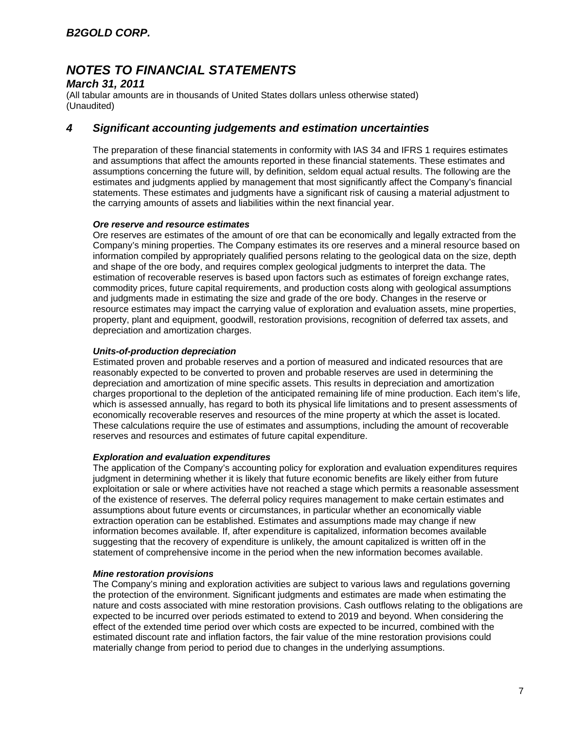# B2GOLD CORP.

# NOTES TO FINANCIAL STATEMENTS

***March 31, 2011***

(All tabular amounts are in thousands of United States dollars unless otherwise stated)
(Unaudited)

## 4 Significant accounting judgements and estimation uncertainties

The preparation of these financial statements in conformity with IAS 34 and IFRS 1 requires estimates and assumptions that affect the amounts reported in these financial statements. These estimates and assumptions concerning the future will, by definition, seldom equal actual results. The following are the estimates and judgments applied by management that most significantly affect the Company's financial statements. These estimates and judgments have a significant risk of causing a material adjustment to the carrying amounts of assets and liabilities within the next financial year.

***Ore reserve and resource estimates***

Ore reserves are estimates of the amount of ore that can be economically and legally extracted from the Company's mining properties. The Company estimates its ore reserves and a mineral resource based on information compiled by appropriately qualified persons relating to the geological data on the size, depth and shape of the ore body, and requires complex geological judgments to interpret the data. The estimation of recoverable reserves is based upon factors such as estimates of foreign exchange rates, commodity prices, future capital requirements, and production costs along with geological assumptions and judgments made in estimating the size and grade of the ore body. Changes in the reserve or resource estimates may impact the carrying value of exploration and evaluation assets, mine properties, property, plant and equipment, goodwill, restoration provisions, recognition of deferred tax assets, and depreciation and amortization charges.

***Units-of-production depreciation***

Estimated proven and probable reserves and a portion of measured and indicated resources that are reasonably expected to be converted to proven and probable reserves are used in determining the depreciation and amortization of mine specific assets. This results in depreciation and amortization charges proportional to the depletion of the anticipated remaining life of mine production. Each item's life, which is assessed annually, has regard to both its physical life limitations and to present assessments of economically recoverable reserves and resources of the mine property at which the asset is located. These calculations require the use of estimates and assumptions, including the amount of recoverable reserves and resources and estimates of future capital expenditure.

***Exploration and evaluation expenditures***

The application of the Company's accounting policy for exploration and evaluation expenditures requires judgment in determining whether it is likely that future economic benefits are likely either from future exploitation or sale or where activities have not reached a stage which permits a reasonable assessment of the existence of reserves. The deferral policy requires management to make certain estimates and assumptions about future events or circumstances, in particular whether an economically viable extraction operation can be established. Estimates and assumptions made may change if new information becomes available. If, after expenditure is capitalized, information becomes available suggesting that the recovery of expenditure is unlikely, the amount capitalized is written off in the statement of comprehensive income in the period when the new information becomes available.

***Mine restoration provisions***

The Company's mining and exploration activities are subject to various laws and regulations governing the protection of the environment. Significant judgments and estimates are made when estimating the nature and costs associated with mine restoration provisions. Cash outflows relating to the obligations are expected to be incurred over periods estimated to extend to 2019 and beyond. When considering the effect of the extended time period over which costs are expected to be incurred, combined with the estimated discount rate and inflation factors, the fair value of the mine restoration provisions could materially change from period to period due to changes in the underlying assumptions.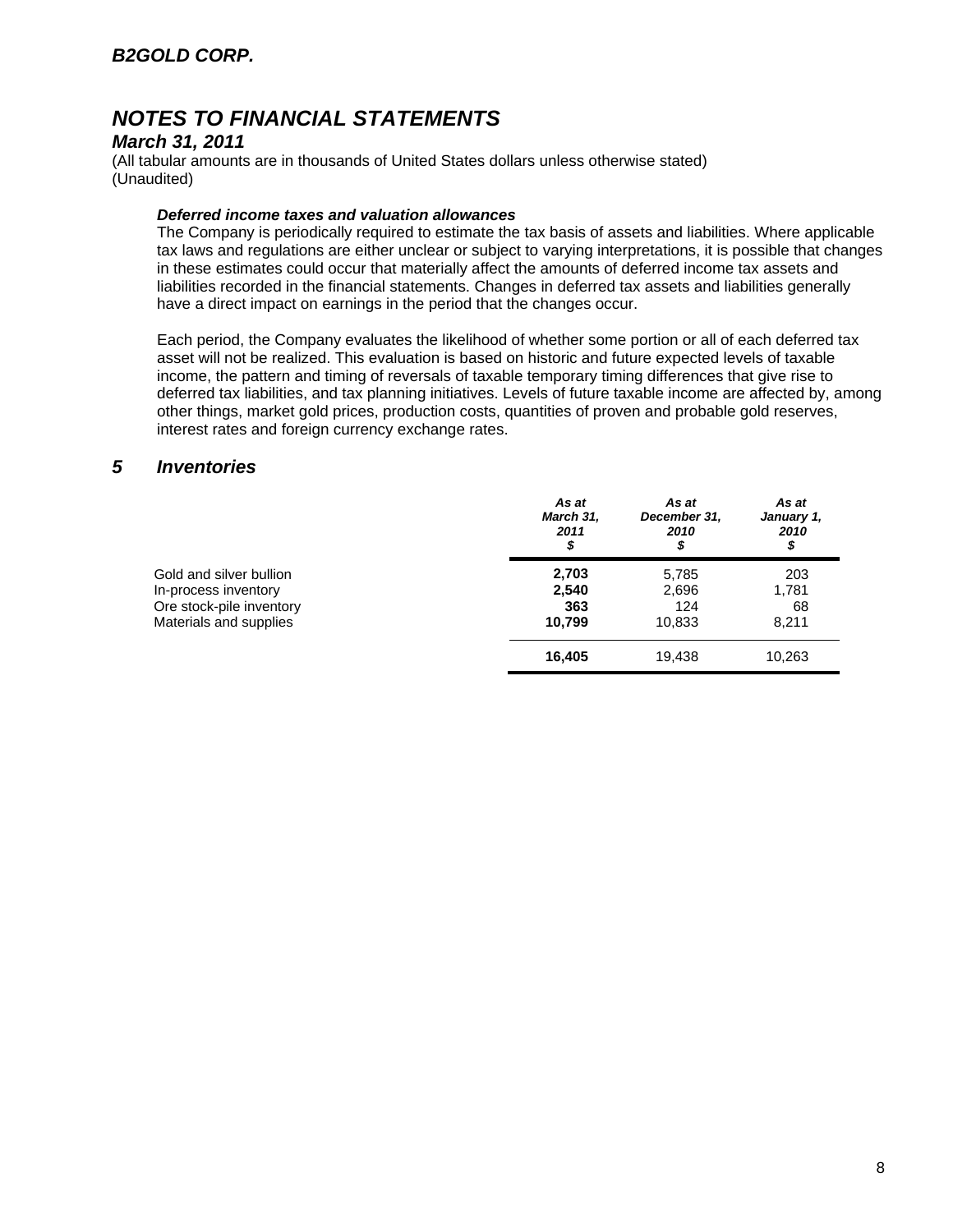# *B2GOLD CORP.*

## *NOTES TO FINANCIAL STATEMENTS*

### *March 31, 2011*

(All tabular amounts are in thousands of United States dollars unless otherwise stated)
(Unaudited)

***Deferred income taxes and valuation allowances***

The Company is periodically required to estimate the tax basis of assets and liabilities. Where applicable tax laws and regulations are either unclear or subject to varying interpretations, it is possible that changes in these estimates could occur that materially affect the amounts of deferred income tax assets and liabilities recorded in the financial statements. Changes in deferred tax assets and liabilities generally have a direct impact on earnings in the period that the changes occur.

Each period, the Company evaluates the likelihood of whether some portion or all of each deferred tax asset will not be realized. This evaluation is based on historic and future expected levels of taxable income, the pattern and timing of reversals of taxable temporary timing differences that give rise to deferred tax liabilities, and tax planning initiatives. Levels of future taxable income are affected by, among other things, market gold prices, production costs, quantities of proven and probable gold reserves, interest rates and foreign currency exchange rates.

## *5 Inventories*

| | *As at March 31, 2011 $* | *As at December 31, 2010 $* | *As at January 1, 2010 $* |
|---|---|---|---|
| Gold and silver bullion | **2,703** | 5,785 | 203 |
| In-process inventory | **2,540** | 2,696 | 1,781 |
| Ore stock-pile inventory | **363** | 124 | 68 |
| Materials and supplies | **10,799** | 10,833 | 8,211 |
| | **16,405** | 19,438 | 10,263 |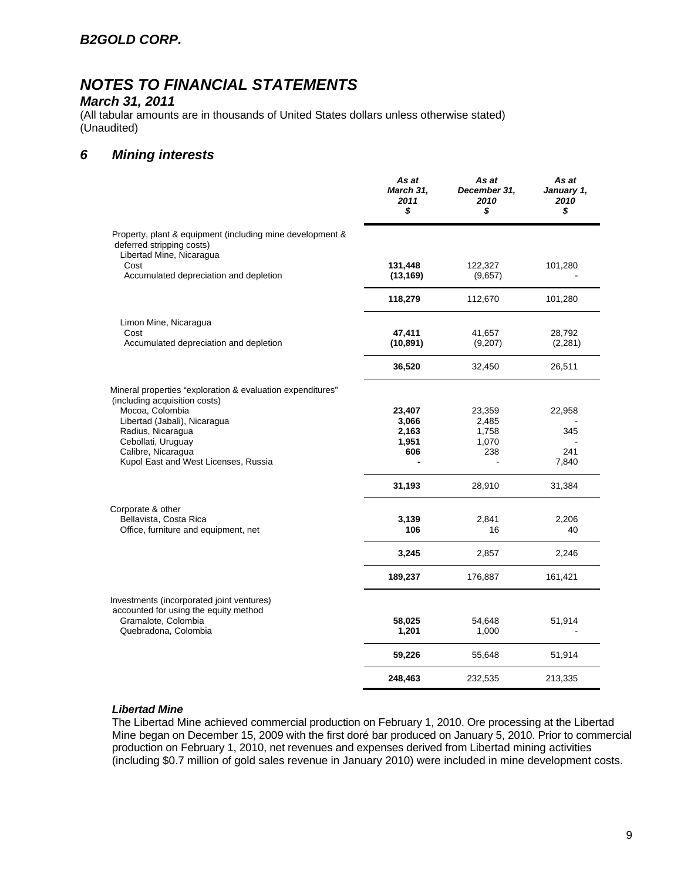# B2GOLD CORP.

# NOTES TO FINANCIAL STATEMENTS

### March 31, 2011

(All tabular amounts are in thousands of United States dollars unless otherwise stated)
(Unaudited)

## 6 Mining interests

| | As at March 31, 2011 $ | As at December 31, 2010 $ | As at January 1, 2010 $ |
|---|---|---|---|
| Property, plant & equipment (including mine development & deferred stripping costs) | | | |
| Libertad Mine, Nicaragua | | | |
| Cost | **131,448** | 122,327 | 101,280 |
| Accumulated depreciation and depletion | **(13,169)** | (9,657) | - |
| | **118,279** | 112,670 | 101,280 |
| Limon Mine, Nicaragua | | | |
| Cost | **47,411** | 41,657 | 28,792 |
| Accumulated depreciation and depletion | **(10,891)** | (9,207) | (2,281) |
| | **36,520** | 32,450 | 26,511 |
| Mineral properties "exploration & evaluation expenditures" (including acquisition costs) | | | |
| Mocoa, Colombia | **23,407** | 23,359 | 22,958 |
| Libertad (Jabali), Nicaragua | **3,066** | 2,485 | - |
| Radius, Nicaragua | **2,163** | 1,758 | 345 |
| Cebollati, Uruguay | **1,951** | 1,070 | - |
| Calibre, Nicaragua | **606** | 238 | 241 |
| Kupol East and West Licenses, Russia | **-** | - | 7,840 |
| | **31,193** | 28,910 | 31,384 |
| Corporate & other | | | |
| Bellavista, Costa Rica | **3,139** | 2,841 | 2,206 |
| Office, furniture and equipment, net | **106** | 16 | 40 |
| | **3,245** | 2,857 | 2,246 |
| | **189,237** | 176,887 | 161,421 |
| Investments (incorporated joint ventures) accounted for using the equity method | | | |
| Gramalote, Colombia | **58,025** | 54,648 | 51,914 |
| Quebradona, Colombia | **1,201** | 1,000 | - |
| | **59,226** | 55,648 | 51,914 |
| | **248,463** | 232,535 | 213,335 |

### Libertad Mine

The Libertad Mine achieved commercial production on February 1, 2010. Ore processing at the Libertad Mine began on December 15, 2009 with the first doré bar produced on January 5, 2010. Prior to commercial production on February 1, 2010, net revenues and expenses derived from Libertad mining activities (including $0.7 million of gold sales revenue in January 2010) were included in mine development costs.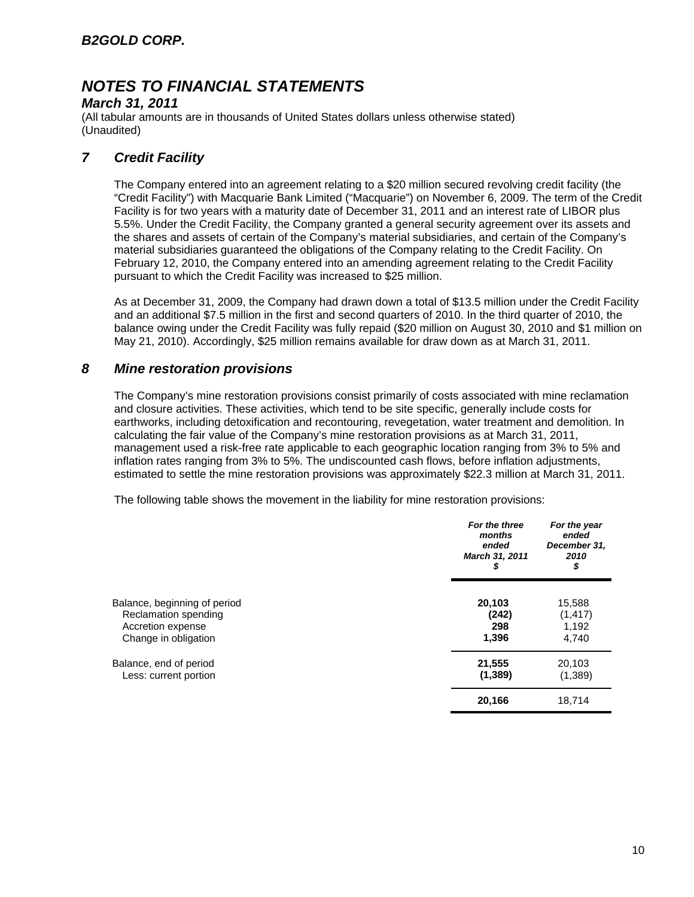# B2GOLD CORP.

# NOTES TO FINANCIAL STATEMENTS

***March 31, 2011***

(All tabular amounts are in thousands of United States dollars unless otherwise stated)
(Unaudited)

## *7 Credit Facility*

The Company entered into an agreement relating to a $20 million secured revolving credit facility (the "Credit Facility") with Macquarie Bank Limited ("Macquarie") on November 6, 2009. The term of the Credit Facility is for two years with a maturity date of December 31, 2011 and an interest rate of LIBOR plus 5.5%. Under the Credit Facility, the Company granted a general security agreement over its assets and the shares and assets of certain of the Company's material subsidiaries, and certain of the Company's material subsidiaries guaranteed the obligations of the Company relating to the Credit Facility. On February 12, 2010, the Company entered into an amending agreement relating to the Credit Facility pursuant to which the Credit Facility was increased to $25 million.

As at December 31, 2009, the Company had drawn down a total of $13.5 million under the Credit Facility and an additional $7.5 million in the first and second quarters of 2010. In the third quarter of 2010, the balance owing under the Credit Facility was fully repaid ($20 million on August 30, 2010 and $1 million on May 21, 2010). Accordingly, $25 million remains available for draw down as at March 31, 2011.

## *8 Mine restoration provisions*

The Company's mine restoration provisions consist primarily of costs associated with mine reclamation and closure activities. These activities, which tend to be site specific, generally include costs for earthworks, including detoxification and recontouring, revegetation, water treatment and demolition. In calculating the fair value of the Company's mine restoration provisions as at March 31, 2011, management used a risk-free rate applicable to each geographic location ranging from 3% to 5% and inflation rates ranging from 3% to 5%. The undiscounted cash flows, before inflation adjustments, estimated to settle the mine restoration provisions was approximately $22.3 million at March 31, 2011.

The following table shows the movement in the liability for mine restoration provisions:

| | *For the three months ended March 31, 2011* $ | *For the year ended December 31, 2010* $ |
|---|---|---|
| Balance, beginning of period | **20,103** | 15,588 |
| Reclamation spending | **(242)** | (1,417) |
| Accretion expense | **298** | 1,192 |
| Change in obligation | **1,396** | 4,740 |
| Balance, end of period | **21,555** | 20,103 |
| Less: current portion | **(1,389)** | (1,389) |
| | **20,166** | 18,714 |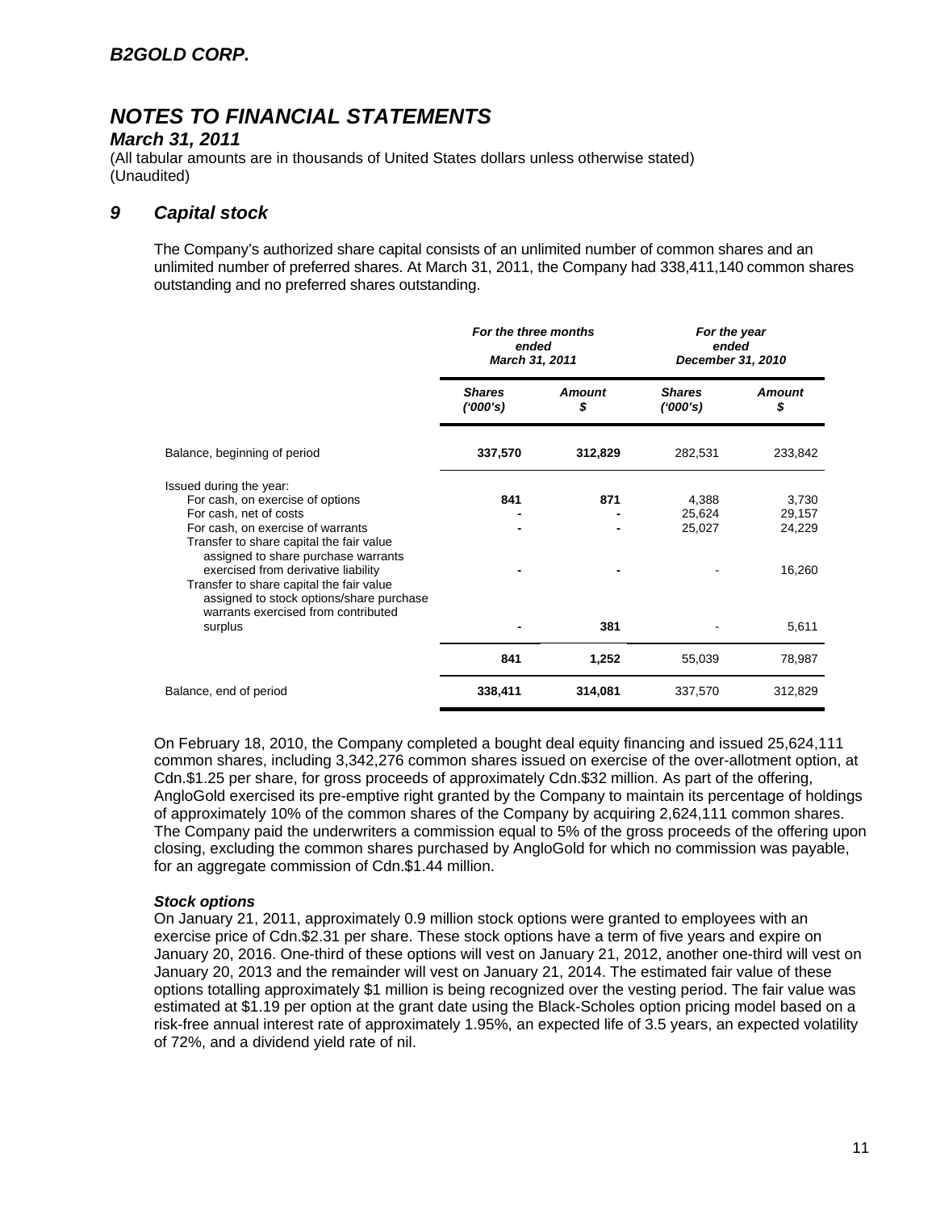# B2GOLD CORP.

# NOTES TO FINANCIAL STATEMENTS

### March 31, 2011

(All tabular amounts are in thousands of United States dollars unless otherwise stated)
(Unaudited)

## 9 Capital stock

The Company's authorized share capital consists of an unlimited number of common shares and an unlimited number of preferred shares. At March 31, 2011, the Company had 338,411,140 common shares outstanding and no preferred shares outstanding.

| | *For the three months ended March 31, 2011* | | *For the year ended December 31, 2010* | |
|---|---|---|---|---|
| | *Shares ('000's)* | *Amount $* | *Shares ('000's)* | *Amount $* |
| Balance, beginning of period | **337,570** | **312,829** | 282,531 | 233,842 |
| Issued during the year: | | | | |
| For cash, on exercise of options | **841** | **871** | 4,388 | 3,730 |
| For cash, net of costs | **-** | **-** | 25,624 | 29,157 |
| For cash, on exercise of warrants | **-** | **-** | 25,027 | 24,229 |
| Transfer to share capital the fair value assigned to share purchase warrants exercised from derivative liability | **-** | **-** | - | 16,260 |
| Transfer to share capital the fair value assigned to stock options/share purchase warrants exercised from contributed surplus | **-** | **381** | - | 5,611 |
| | **841** | **1,252** | 55,039 | 78,987 |
| Balance, end of period | **338,411** | **314,081** | 337,570 | 312,829 |

On February 18, 2010, the Company completed a bought deal equity financing and issued 25,624,111 common shares, including 3,342,276 common shares issued on exercise of the over-allotment option, at Cdn.$1.25 per share, for gross proceeds of approximately Cdn.$32 million. As part of the offering, AngloGold exercised its pre-emptive right granted by the Company to maintain its percentage of holdings of approximately 10% of the common shares of the Company by acquiring 2,624,111 common shares. The Company paid the underwriters a commission equal to 5% of the gross proceeds of the offering upon closing, excluding the common shares purchased by AngloGold for which no commission was payable, for an aggregate commission of Cdn.$1.44 million.

### *Stock options*

On January 21, 2011, approximately 0.9 million stock options were granted to employees with an exercise price of Cdn.$2.31 per share. These stock options have a term of five years and expire on January 20, 2016. One-third of these options will vest on January 21, 2012, another one-third will vest on January 20, 2013 and the remainder will vest on January 21, 2014. The estimated fair value of these options totalling approximately $1 million is being recognized over the vesting period. The fair value was estimated at $1.19 per option at the grant date using the Black-Scholes option pricing model based on a risk-free annual interest rate of approximately 1.95%, an expected life of 3.5 years, an expected volatility of 72%, and a dividend yield rate of nil.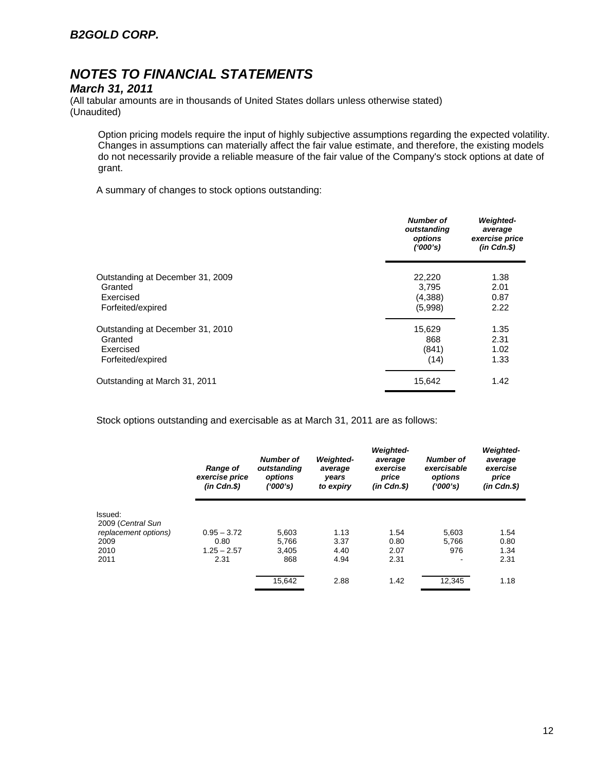## B2GOLD CORP.

# NOTES TO FINANCIAL STATEMENTS

### *March 31, 2011*

(All tabular amounts are in thousands of United States dollars unless otherwise stated)
(Unaudited)

Option pricing models require the input of highly subjective assumptions regarding the expected volatility. Changes in assumptions can materially affect the fair value estimate, and therefore, the existing models do not necessarily provide a reliable measure of the fair value of the Company's stock options at date of grant.

A summary of changes to stock options outstanding:

| | *Number of outstanding options ('000's)* | *Weighted-average exercise price (in Cdn.$)* |
|---|---|---|
| Outstanding at December 31, 2009 | 22,220 | 1.38 |
| Granted | 3,795 | 2.01 |
| Exercised | (4,388) | 0.87 |
| Forfeited/expired | (5,998) | 2.22 |
| Outstanding at December 31, 2010 | 15,629 | 1.35 |
| Granted | 868 | 2.31 |
| Exercised | (841) | 1.02 |
| Forfeited/expired | (14) | 1.33 |
| Outstanding at March 31, 2011 | 15,642 | 1.42 |

Stock options outstanding and exercisable as at March 31, 2011 are as follows:

| | *Range of exercise price (in Cdn.$)* | *Number of outstanding options ('000's)* | *Weighted-average years to expiry* | *Weighted-average exercise price (in Cdn.$)* | *Number of exercisable options ('000's)* | *Weighted-average exercise price (in Cdn.$)* |
|---|---|---|---|---|---|---|
| Issued: | | | | | | |
| 2009 (*Central Sun replacement options)* | 0.95 – 3.72 | 5,603 | 1.13 | 1.54 | 5,603 | 1.54 |
| 2009 | 0.80 | 5,766 | 3.37 | 0.80 | 5,766 | 0.80 |
| 2010 | 1.25 – 2.57 | 3,405 | 4.40 | 2.07 | 976 | 1.34 |
| 2011 | 2.31 | 868 | 4.94 | 2.31 | - | 2.31 |
| | | 15,642 | 2.88 | 1.42 | 12,345 | 1.18 |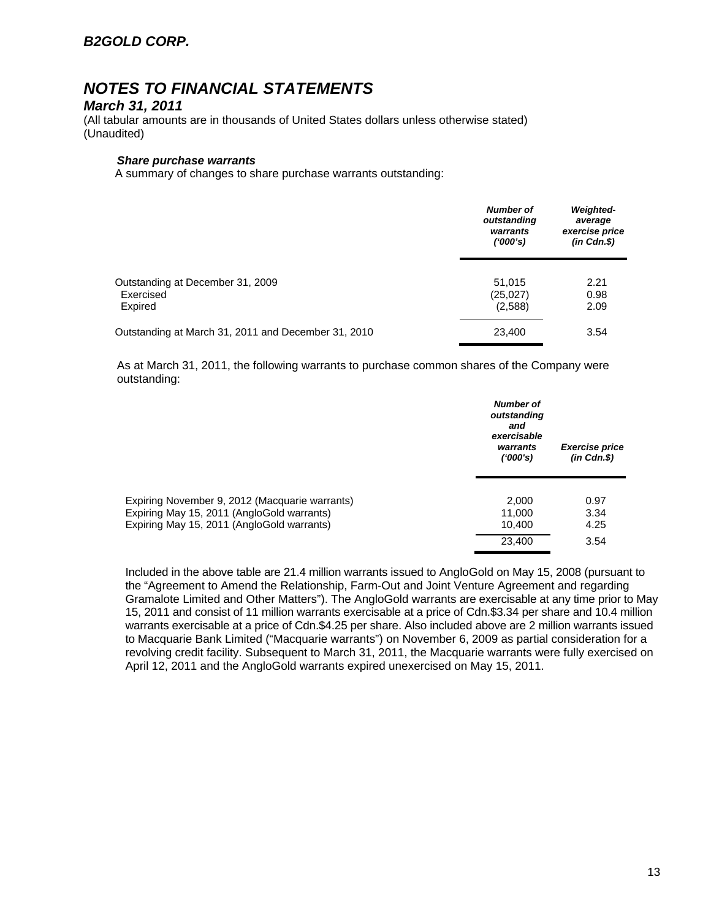## B2GOLD CORP.

# NOTES TO FINANCIAL STATEMENTS

### March 31, 2011

(All tabular amounts are in thousands of United States dollars unless otherwise stated)
(Unaudited)

***Share purchase warrants***

A summary of changes to share purchase warrants outstanding:

| | *Number of outstanding warrants ('000's)* | *Weighted-average exercise price (in Cdn.$)* |
|---|---|---|
| Outstanding at December 31, 2009 | 51,015 | 2.21 |
| Exercised | (25,027) | 0.98 |
| Expired | (2,588) | 2.09 |
| Outstanding at March 31, 2011 and December 31, 2010 | 23,400 | 3.54 |

As at March 31, 2011, the following warrants to purchase common shares of the Company were outstanding:

| | *Number of outstanding and exercisable warrants ('000's)* | *Exercise price (in Cdn.$)* |
|---|---|---|
| Expiring November 9, 2012 (Macquarie warrants) | 2,000 | 0.97 |
| Expiring May 15, 2011 (AngloGold warrants) | 11,000 | 3.34 |
| Expiring May 15, 2011 (AngloGold warrants) | 10,400 | 4.25 |
| | 23,400 | 3.54 |

Included in the above table are 21.4 million warrants issued to AngloGold on May 15, 2008 (pursuant to the "Agreement to Amend the Relationship, Farm-Out and Joint Venture Agreement and regarding Gramalote Limited and Other Matters"). The AngloGold warrants are exercisable at any time prior to May 15, 2011 and consist of 11 million warrants exercisable at a price of Cdn.$3.34 per share and 10.4 million warrants exercisable at a price of Cdn.$4.25 per share. Also included above are 2 million warrants issued to Macquarie Bank Limited ("Macquarie warrants") on November 6, 2009 as partial consideration for a revolving credit facility. Subsequent to March 31, 2011, the Macquarie warrants were fully exercised on April 12, 2011 and the AngloGold warrants expired unexercised on May 15, 2011.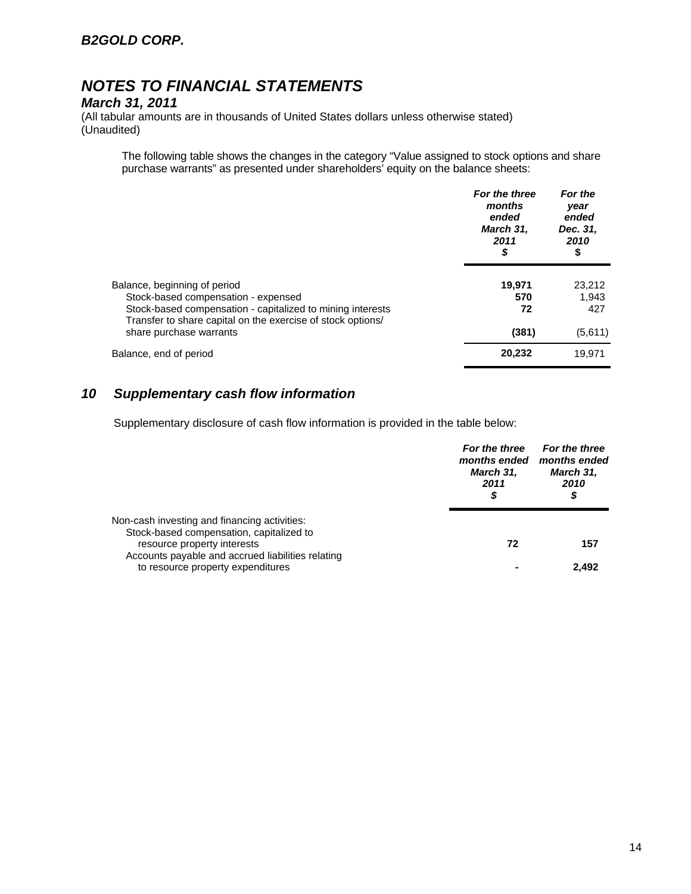**B2GOLD CORP.**

## *NOTES TO FINANCIAL STATEMENTS*

***March 31, 2011***

(All tabular amounts are in thousands of United States dollars unless otherwise stated)
(Unaudited)

The following table shows the changes in the category "Value assigned to stock options and share purchase warrants" as presented under shareholders' equity on the balance sheets:

| | *For the three months ended March 31, 2011* $ | *For the year ended Dec. 31, 2010* $ |
|---|---|---|
| Balance, beginning of period | **19,971** | 23,212 |
| Stock-based compensation - expensed | **570** | 1,943 |
| Stock-based compensation - capitalized to mining interests | **72** | 427 |
| Transfer to share capital on the exercise of stock options/ share purchase warrants | **(381)** | (5,611) |
| Balance, end of period | **20,232** | 19,971 |

## *10 Supplementary cash flow information*

Supplementary disclosure of cash flow information is provided in the table below:

| | *For the three months ended March 31, 2011* $ | *For the three months ended March 31, 2010* $ |
|---|---|---|
| Non-cash investing and financing activities: | | |
| Stock-based compensation, capitalized to resource property interests | **72** | **157** |
| Accounts payable and accrued liabilities relating to resource property expenditures | **-** | **2,492** |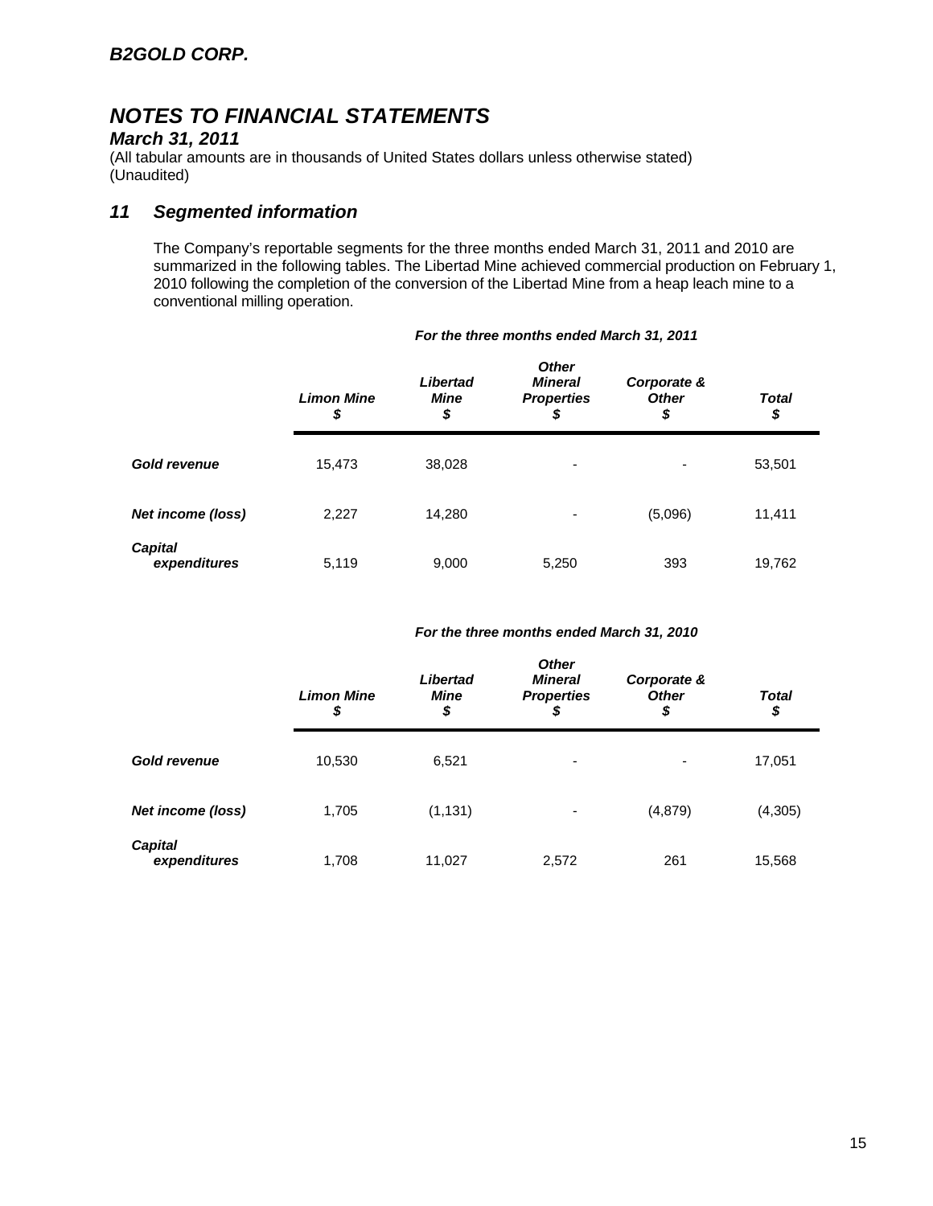# *B2GOLD CORP.*

# *NOTES TO FINANCIAL STATEMENTS*

***March 31, 2011***

(All tabular amounts are in thousands of United States dollars unless otherwise stated)
(Unaudited)

## *11 Segmented information*

The Company's reportable segments for the three months ended March 31, 2011 and 2010 are summarized in the following tables. The Libertad Mine achieved commercial production on February 1, 2010 following the completion of the conversion of the Libertad Mine from a heap leach mine to a conventional milling operation.

***For the three months ended March 31, 2011***

| | *Limon Mine* $ | *Libertad Mine* $ | *Other Mineral Properties* $ | *Corporate & Other* $ | *Total* $ |
|---|---|---|---|---|---|
| ***Gold revenue*** | 15,473 | 38,028 | - | - | 53,501 |
| ***Net income (loss)*** | 2,227 | 14,280 | - | (5,096) | 11,411 |
| ***Capital expenditures*** | 5,119 | 9,000 | 5,250 | 393 | 19,762 |

***For the three months ended March 31, 2010***

| | *Limon Mine* $ | *Libertad Mine* $ | *Other Mineral Properties* $ | *Corporate & Other* $ | *Total* $ |
|---|---|---|---|---|---|
| ***Gold revenue*** | 10,530 | 6,521 | - | - | 17,051 |
| ***Net income (loss)*** | 1,705 | (1,131) | - | (4,879) | (4,305) |
| ***Capital expenditures*** | 1,708 | 11,027 | 2,572 | 261 | 15,568 |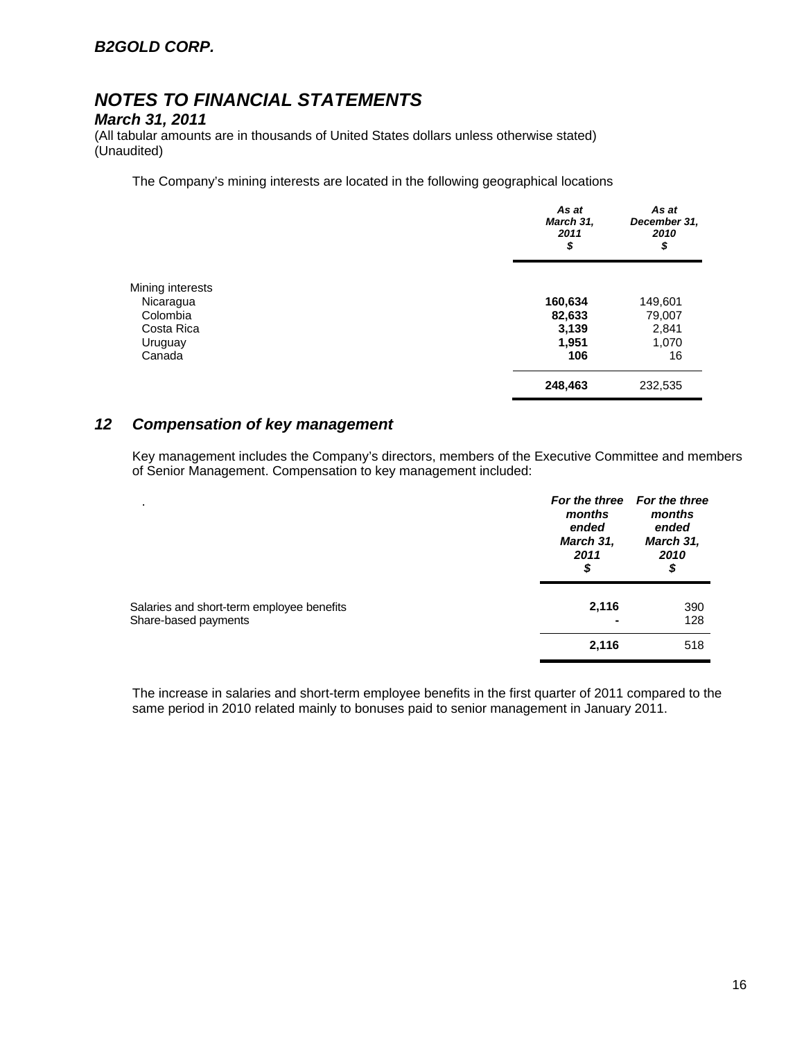The Company's mining interests are located in the following geographical locations

| | As at March 31, 2011 $ | As at December 31, 2010 $ |
|---|---|---|
| Mining interests | | |
| Nicaragua | **160,634** | 149,601 |
| Colombia | **82,633** | 79,007 |
| Costa Rica | **3,139** | 2,841 |
| Uruguay | **1,951** | 1,070 |
| Canada | **106** | 16 |
| | **248,463** | 232,535 |

## 12 Compensation of key management

Key management includes the Company's directors, members of the Executive Committee and members of Senior Management. Compensation to key management included:

| . | For the three months ended March 31, 2011 $ | For the three months ended March 31, 2010 $ |
|---|---|---|
| Salaries and short-term employee benefits | **2,116** | 390 |
| Share-based payments | **-** | 128 |
| | **2,116** | 518 |

The increase in salaries and short-term employee benefits in the first quarter of 2011 compared to the same period in 2010 related mainly to bonuses paid to senior management in January 2011.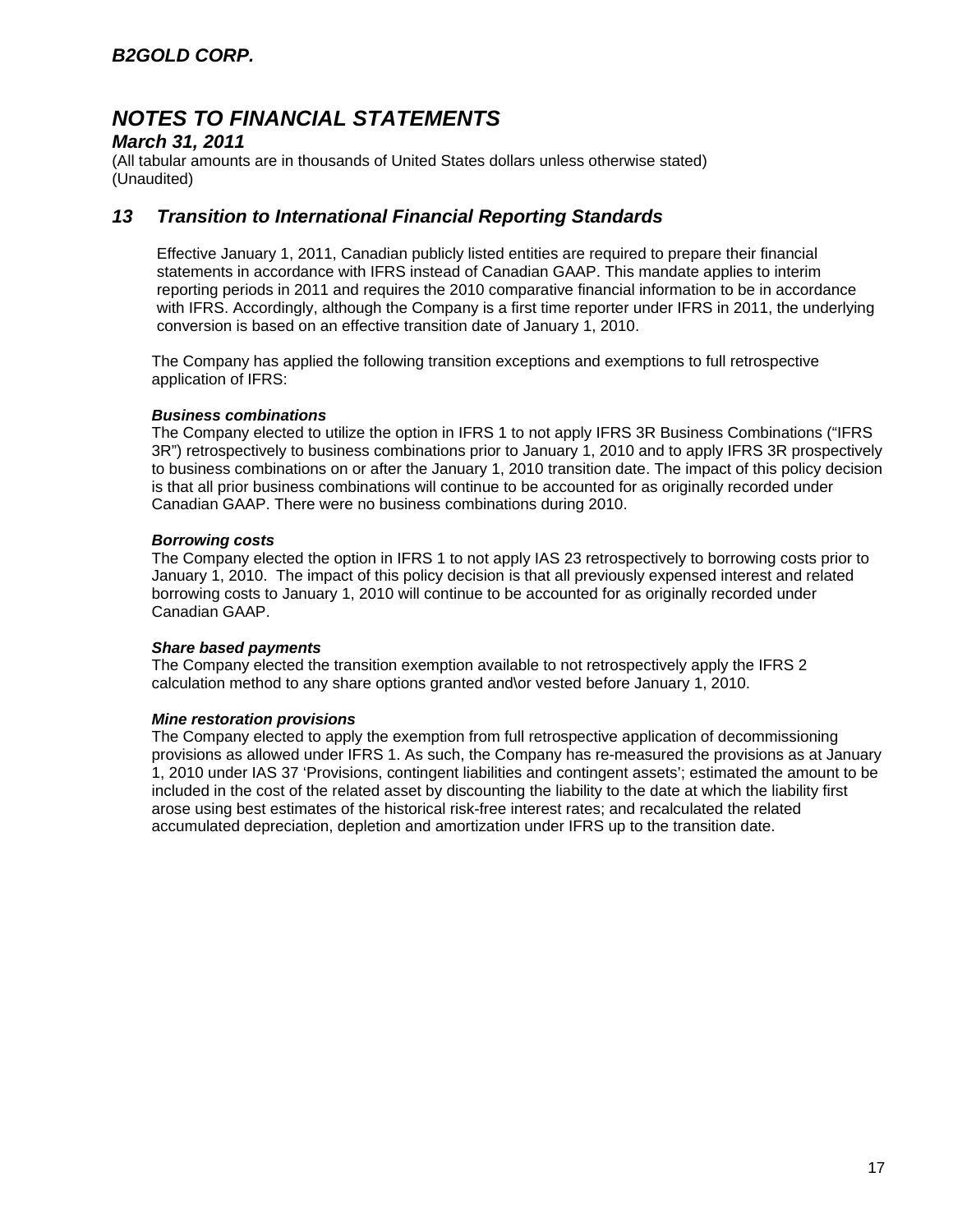# NOTES TO FINANCIAL STATEMENTS

*March 31, 2011*

(All tabular amounts are in thousands of United States dollars unless otherwise stated)
(Unaudited)

## 13 Transition to International Financial Reporting Standards

Effective January 1, 2011, Canadian publicly listed entities are required to prepare their financial statements in accordance with IFRS instead of Canadian GAAP. This mandate applies to interim reporting periods in 2011 and requires the 2010 comparative financial information to be in accordance with IFRS. Accordingly, although the Company is a first time reporter under IFRS in 2011, the underlying conversion is based on an effective transition date of January 1, 2010.

The Company has applied the following transition exceptions and exemptions to full retrospective application of IFRS:

***Business combinations***

The Company elected to utilize the option in IFRS 1 to not apply IFRS 3R Business Combinations ("IFRS 3R") retrospectively to business combinations prior to January 1, 2010 and to apply IFRS 3R prospectively to business combinations on or after the January 1, 2010 transition date. The impact of this policy decision is that all prior business combinations will continue to be accounted for as originally recorded under Canadian GAAP. There were no business combinations during 2010.

***Borrowing costs***

The Company elected the option in IFRS 1 to not apply IAS 23 retrospectively to borrowing costs prior to January 1, 2010. The impact of this policy decision is that all previously expensed interest and related borrowing costs to January 1, 2010 will continue to be accounted for as originally recorded under Canadian GAAP.

***Share based payments***

The Company elected the transition exemption available to not retrospectively apply the IFRS 2 calculation method to any share options granted and\or vested before January 1, 2010.

***Mine restoration provisions***

The Company elected to apply the exemption from full retrospective application of decommissioning provisions as allowed under IFRS 1. As such, the Company has re-measured the provisions as at January 1, 2010 under IAS 37 'Provisions, contingent liabilities and contingent assets'; estimated the amount to be included in the cost of the related asset by discounting the liability to the date at which the liability first arose using best estimates of the historical risk-free interest rates; and recalculated the related accumulated depreciation, depletion and amortization under IFRS up to the transition date.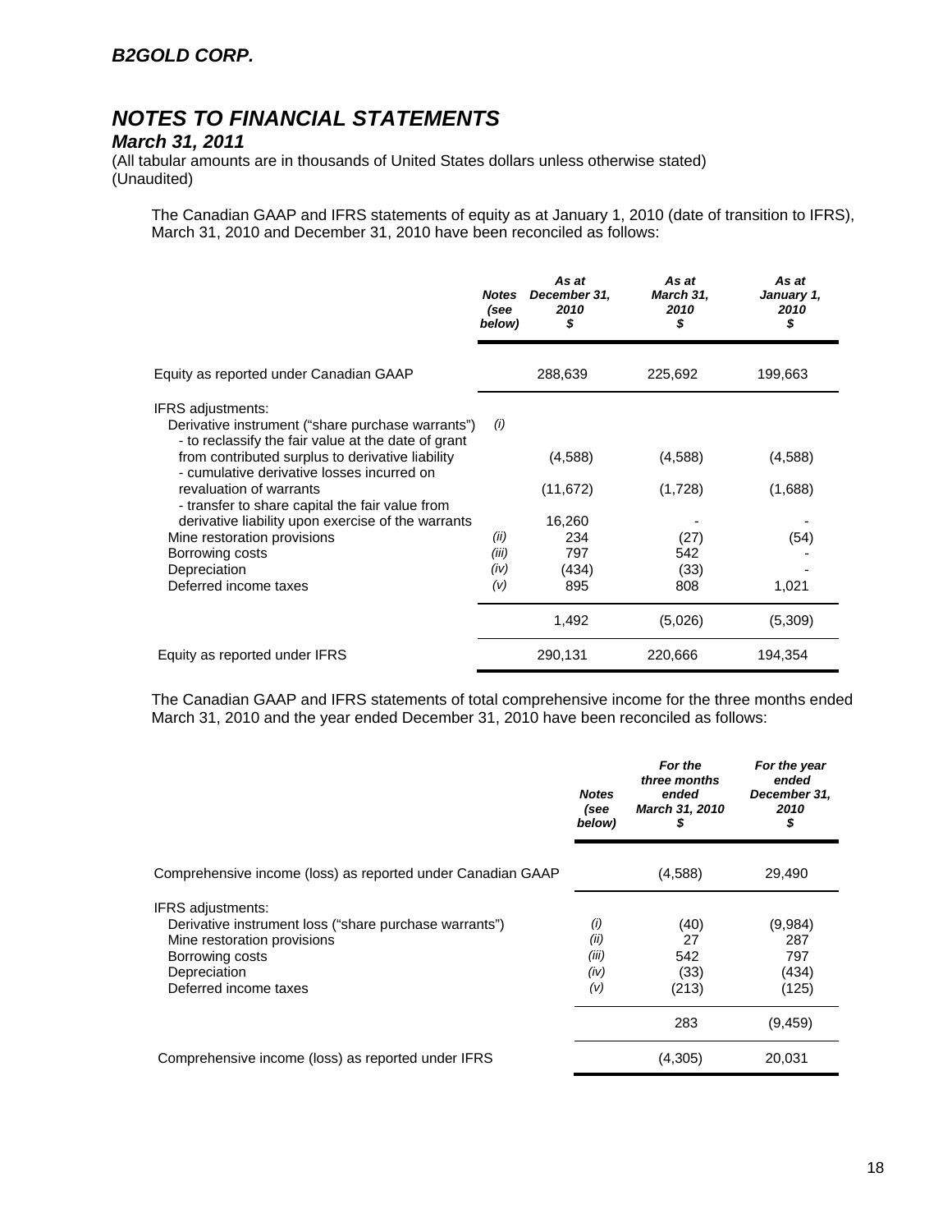## B2GOLD CORP.

# NOTES TO FINANCIAL STATEMENTS

### March 31, 2011

(All tabular amounts are in thousands of United States dollars unless otherwise stated)
(Unaudited)

The Canadian GAAP and IFRS statements of equity as at January 1, 2010 (date of transition to IFRS), March 31, 2010 and December 31, 2010 have been reconciled as follows:

| | Notes (see below) | As at December 31, 2010 $ | As at March 31, 2010 $ | As at January 1, 2010 $ |
|---|---|---|---|---|
| Equity as reported under Canadian GAAP | | 288,639 | 225,692 | 199,663 |
| IFRS adjustments: | | | | |
| Derivative instrument ("share purchase warrants") | (i) | | | |
| - to reclassify the fair value at the date of grant from contributed surplus to derivative liability | | (4,588) | (4,588) | (4,588) |
| - cumulative derivative losses incurred on revaluation of warrants | | (11,672) | (1,728) | (1,688) |
| - transfer to share capital the fair value from derivative liability upon exercise of the warrants | | 16,260 | - | - |
| Mine restoration provisions | (ii) | 234 | (27) | (54) |
| Borrowing costs | (iii) | 797 | 542 | - |
| Depreciation | (iv) | (434) | (33) | - |
| Deferred income taxes | (v) | 895 | 808 | 1,021 |
| | | 1,492 | (5,026) | (5,309) |
| Equity as reported under IFRS | | 290,131 | 220,666 | 194,354 |

The Canadian GAAP and IFRS statements of total comprehensive income for the three months ended March 31, 2010 and the year ended December 31, 2010 have been reconciled as follows:

| | Notes (see below) | For the three months ended March 31, 2010 $ | For the year ended December 31, 2010 $ |
|---|---|---|---|
| Comprehensive income (loss) as reported under Canadian GAAP | | (4,588) | 29,490 |
| IFRS adjustments: | | | |
| Derivative instrument loss ("share purchase warrants") | (i) | (40) | (9,984) |
| Mine restoration provisions | (ii) | 27 | 287 |
| Borrowing costs | (iii) | 542 | 797 |
| Depreciation | (iv) | (33) | (434) |
| Deferred income taxes | (v) | (213) | (125) |
| | | 283 | (9,459) |
| Comprehensive income (loss) as reported under IFRS | | (4,305) | 20,031 |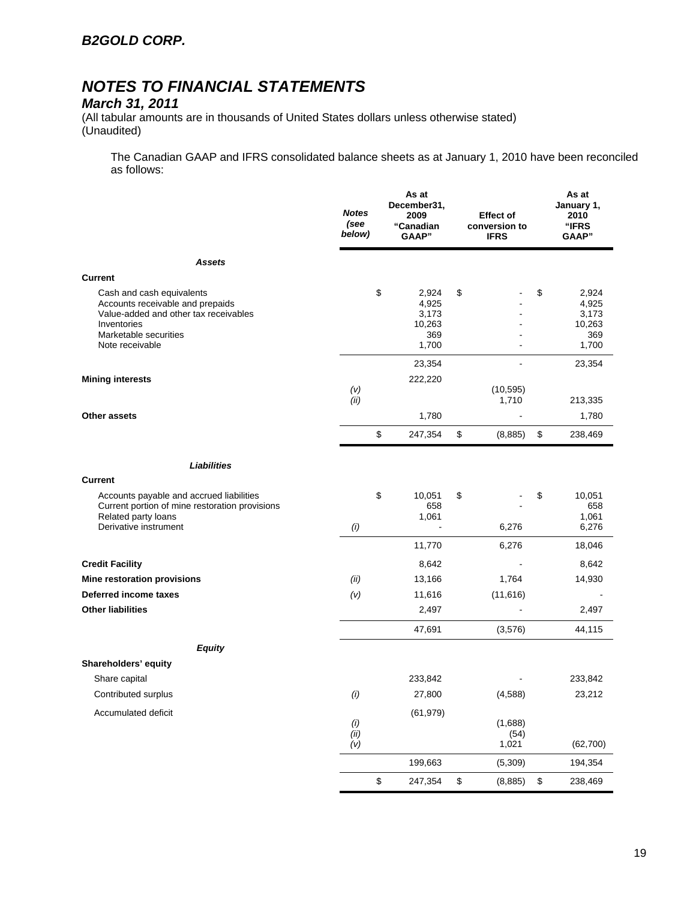# B2GOLD CORP.

# NOTES TO FINANCIAL STATEMENTS

### March 31, 2011

(All tabular amounts are in thousands of United States dollars unless otherwise stated)
(Unaudited)

The Canadian GAAP and IFRS consolidated balance sheets as at January 1, 2010 have been reconciled as follows:

| | Notes (see below) | As at December31, 2009 "Canadian GAAP" | Effect of conversion to IFRS | As at January 1, 2010 "IFRS GAAP" |
|---|---|---|---|---|
| ***Assets*** | | | | |
| **Current** | | | | |
| Cash and cash equivalents | | $ 2,924 | $ - | $ 2,924 |
| Accounts receivable and prepaids | | 4,925 | - | 4,925 |
| Value-added and other tax receivables | | 3,173 | - | 3,173 |
| Inventories | | 10,263 | - | 10,263 |
| Marketable securities | | 369 | - | 369 |
| Note receivable | | 1,700 | - | 1,700 |
| | | 23,354 | - | 23,354 |
| **Mining interests** | | 222,220 | | |
| | *(v)* | | (10,595) | |
| | *(ii)* | | 1,710 | 213,335 |
| **Other assets** | | 1,780 | - | 1,780 |
| | | $ 247,354 | $ (8,885) | $ 238,469 |
| ***Liabilities*** | | | | |
| **Current** | | | | |
| Accounts payable and accrued liabilities | | $ 10,051 | $ - | $ 10,051 |
| Current portion of mine restoration provisions | | 658 | - | 658 |
| Related party loans | | 1,061 | | 1,061 |
| Derivative instrument | *(i)* | - | 6,276 | 6,276 |
| | | 11,770 | 6,276 | 18,046 |
| **Credit Facility** | | 8,642 | - | 8,642 |
| **Mine restoration provisions** | *(ii)* | 13,166 | 1,764 | 14,930 |
| **Deferred income taxes** | *(v)* | 11,616 | (11,616) | - |
| **Other liabilities** | | 2,497 | - | 2,497 |
| | | 47,691 | (3,576) | 44,115 |
| ***Equity*** | | | | |
| **Shareholders' equity** | | | | |
| Share capital | | 233,842 | - | 233,842 |
| Contributed surplus | *(i)* | 27,800 | (4,588) | 23,212 |
| Accumulated deficit | | (61,979) | | |
| | *(i)* | | (1,688) | |
| | *(ii)* | | (54) | |
| | *(v)* | | 1,021 | (62,700) |
| | | 199,663 | (5,309) | 194,354 |
| | | $ 247,354 | $ (8,885) | $ 238,469 |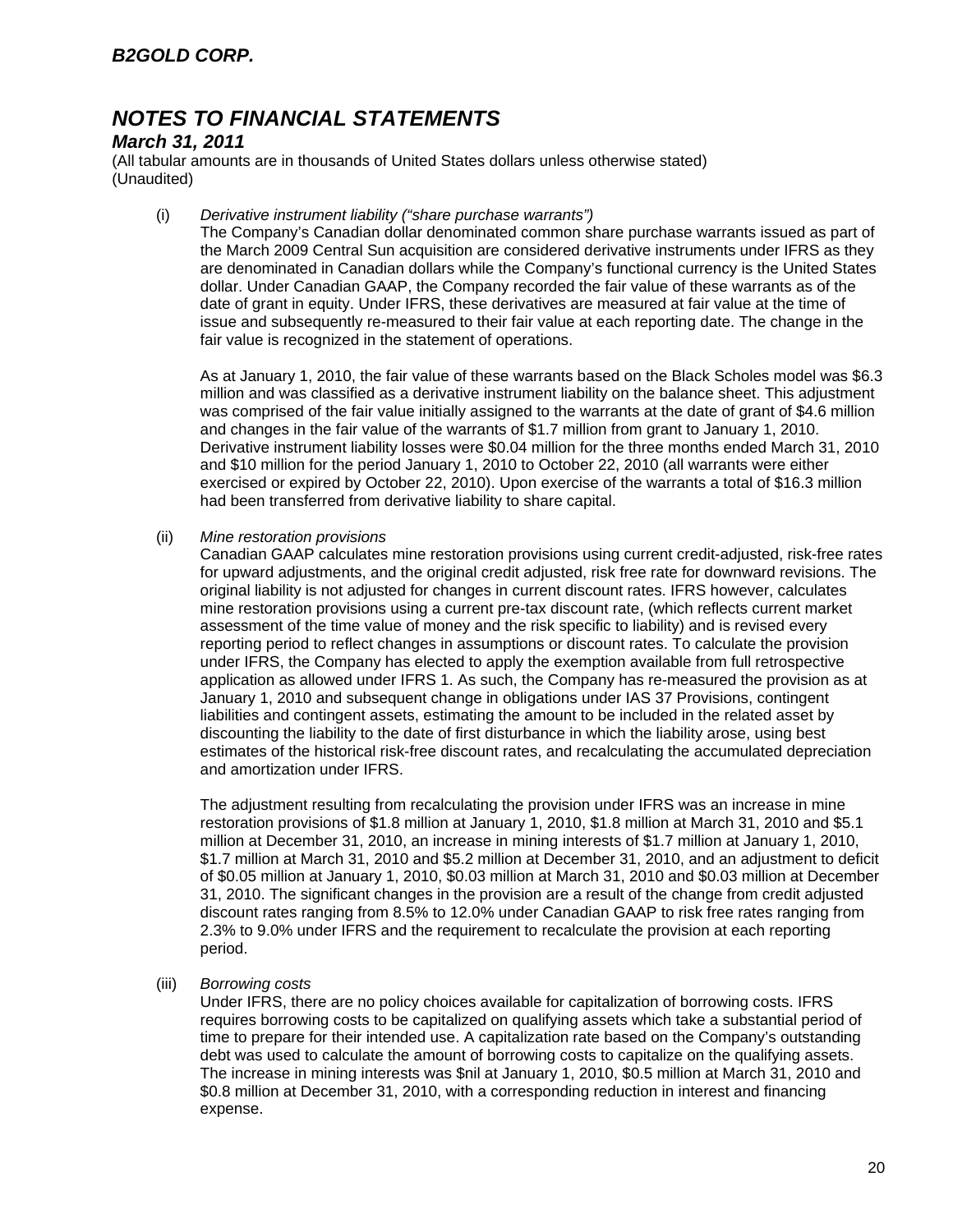# B2GOLD CORP.

# NOTES TO FINANCIAL STATEMENTS

### March 31, 2011

(All tabular amounts are in thousands of United States dollars unless otherwise stated)
(Unaudited)

(i) *Derivative instrument liability ("share purchase warrants")*

The Company's Canadian dollar denominated common share purchase warrants issued as part of the March 2009 Central Sun acquisition are considered derivative instruments under IFRS as they are denominated in Canadian dollars while the Company's functional currency is the United States dollar. Under Canadian GAAP, the Company recorded the fair value of these warrants as of the date of grant in equity. Under IFRS, these derivatives are measured at fair value at the time of issue and subsequently re-measured to their fair value at each reporting date. The change in the fair value is recognized in the statement of operations.

As at January 1, 2010, the fair value of these warrants based on the Black Scholes model was $6.3 million and was classified as a derivative instrument liability on the balance sheet. This adjustment was comprised of the fair value initially assigned to the warrants at the date of grant of $4.6 million and changes in the fair value of the warrants of $1.7 million from grant to January 1, 2010. Derivative instrument liability losses were $0.04 million for the three months ended March 31, 2010 and $10 million for the period January 1, 2010 to October 22, 2010 (all warrants were either exercised or expired by October 22, 2010). Upon exercise of the warrants a total of $16.3 million had been transferred from derivative liability to share capital.

(ii) *Mine restoration provisions*

Canadian GAAP calculates mine restoration provisions using current credit-adjusted, risk-free rates for upward adjustments, and the original credit adjusted, risk free rate for downward revisions. The original liability is not adjusted for changes in current discount rates. IFRS however, calculates mine restoration provisions using a current pre-tax discount rate, (which reflects current market assessment of the time value of money and the risk specific to liability) and is revised every reporting period to reflect changes in assumptions or discount rates. To calculate the provision under IFRS, the Company has elected to apply the exemption available from full retrospective application as allowed under IFRS 1. As such, the Company has re-measured the provision as at January 1, 2010 and subsequent change in obligations under IAS 37 Provisions, contingent liabilities and contingent assets, estimating the amount to be included in the related asset by discounting the liability to the date of first disturbance in which the liability arose, using best estimates of the historical risk-free discount rates, and recalculating the accumulated depreciation and amortization under IFRS.

The adjustment resulting from recalculating the provision under IFRS was an increase in mine restoration provisions of $1.8 million at January 1, 2010, $1.8 million at March 31, 2010 and $5.1 million at December 31, 2010, an increase in mining interests of $1.7 million at January 1, 2010, $1.7 million at March 31, 2010 and $5.2 million at December 31, 2010, and an adjustment to deficit of $0.05 million at January 1, 2010, $0.03 million at March 31, 2010 and $0.03 million at December 31, 2010. The significant changes in the provision are a result of the change from credit adjusted discount rates ranging from 8.5% to 12.0% under Canadian GAAP to risk free rates ranging from 2.3% to 9.0% under IFRS and the requirement to recalculate the provision at each reporting period.

(iii) *Borrowing costs*

Under IFRS, there are no policy choices available for capitalization of borrowing costs. IFRS requires borrowing costs to be capitalized on qualifying assets which take a substantial period of time to prepare for their intended use. A capitalization rate based on the Company's outstanding debt was used to calculate the amount of borrowing costs to capitalize on the qualifying assets. The increase in mining interests was $nil at January 1, 2010, $0.5 million at March 31, 2010 and $0.8 million at December 31, 2010, with a corresponding reduction in interest and financing expense.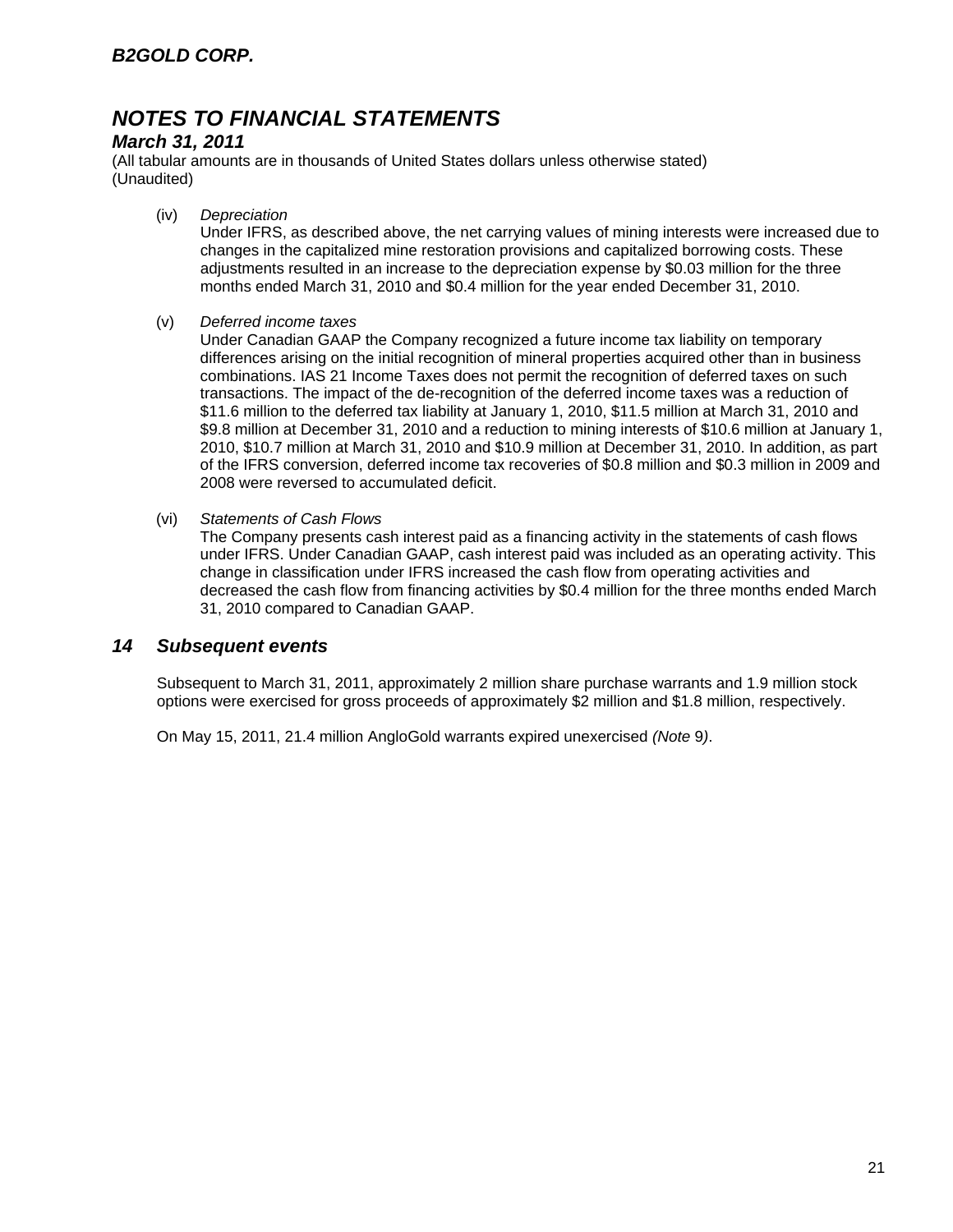# B2GOLD CORP.

## NOTES TO FINANCIAL STATEMENTS

### March 31, 2011

(All tabular amounts are in thousands of United States dollars unless otherwise stated)
(Unaudited)

(iv) *Depreciation*

Under IFRS, as described above, the net carrying values of mining interests were increased due to changes in the capitalized mine restoration provisions and capitalized borrowing costs. These adjustments resulted in an increase to the depreciation expense by $0.03 million for the three months ended March 31, 2010 and $0.4 million for the year ended December 31, 2010.

(v) *Deferred income taxes*

Under Canadian GAAP the Company recognized a future income tax liability on temporary differences arising on the initial recognition of mineral properties acquired other than in business combinations. IAS 21 Income Taxes does not permit the recognition of deferred taxes on such transactions. The impact of the de-recognition of the deferred income taxes was a reduction of $11.6 million to the deferred tax liability at January 1, 2010, $11.5 million at March 31, 2010 and $9.8 million at December 31, 2010 and a reduction to mining interests of $10.6 million at January 1, 2010, $10.7 million at March 31, 2010 and $10.9 million at December 31, 2010. In addition, as part of the IFRS conversion, deferred income tax recoveries of $0.8 million and $0.3 million in 2009 and 2008 were reversed to accumulated deficit.

(vi) *Statements of Cash Flows*

The Company presents cash interest paid as a financing activity in the statements of cash flows under IFRS. Under Canadian GAAP, cash interest paid was included as an operating activity. This change in classification under IFRS increased the cash flow from operating activities and decreased the cash flow from financing activities by $0.4 million for the three months ended March 31, 2010 compared to Canadian GAAP.

## 14 Subsequent events

Subsequent to March 31, 2011, approximately 2 million share purchase warrants and 1.9 million stock options were exercised for gross proceeds of approximately $2 million and $1.8 million, respectively.

On May 15, 2011, 21.4 million AngloGold warrants expired unexercised *(Note* 9*)*.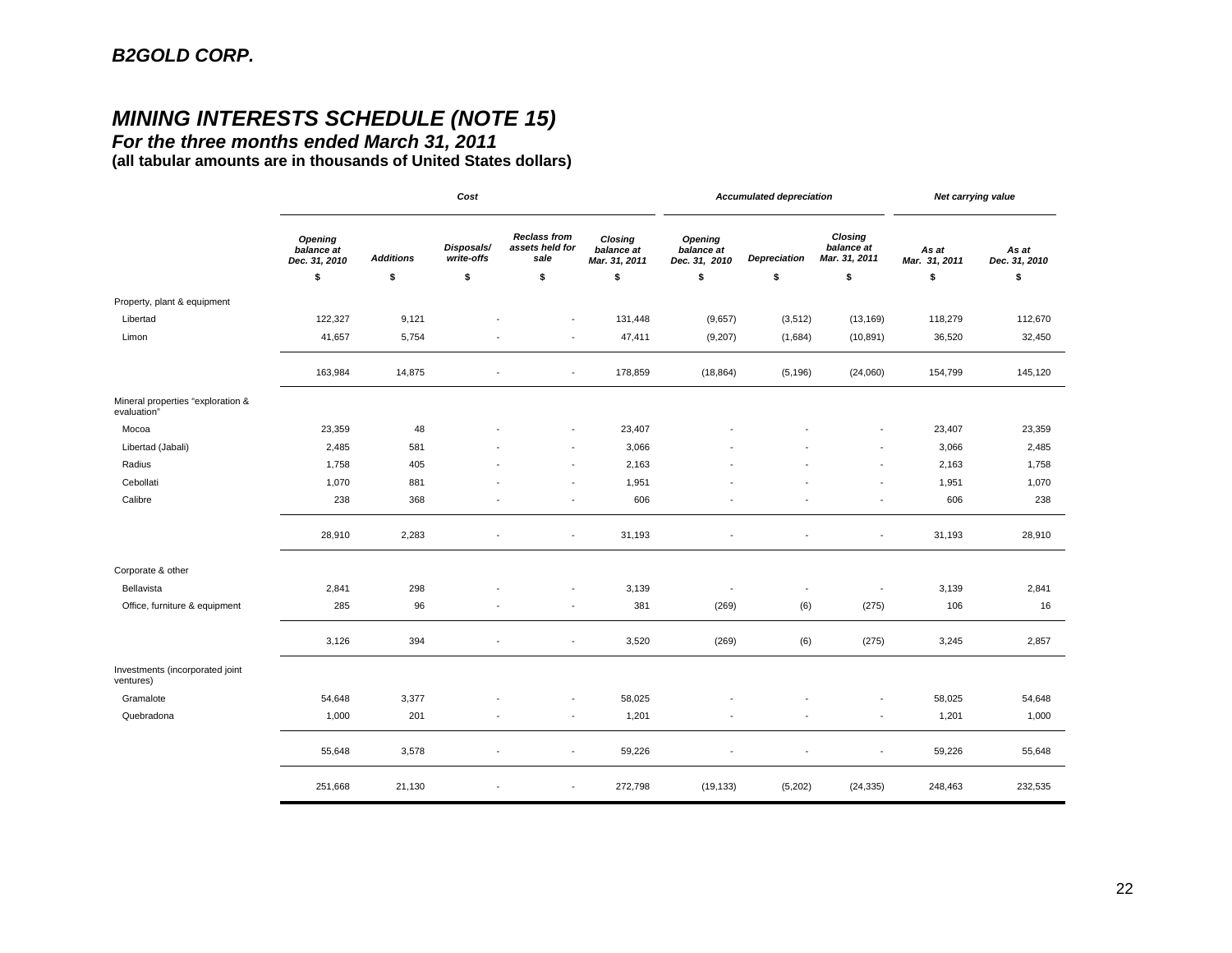# B2GOLD CORP.

## *MINING INTERESTS SCHEDULE (NOTE 15)*

### *For the three months ended March 31, 2011*

**(all tabular amounts are in thousands of United States dollars)**

| | *Cost* | | | | | *Accumulated depreciation* | | | *Net carrying value* | |
|---|---|---|---|---|---|---|---|---|---|---|
| | *Opening balance at Dec. 31, 2010* | *Additions* | *Disposals/ write-offs* | *Reclass from assets held for sale* | *Closing balance at Mar. 31, 2011* | *Opening balance at Dec. 31, 2010* | *Depreciation* | *Closing balance at Mar. 31, 2011* | *As at Mar. 31, 2011* | *As at Dec. 31, 2010* |
| | $ | $ | $ | $ | $ | $ | $ | $ | $ | $ |
| Property, plant & equipment | | | | | | | | | | |
| Libertad | 122,327 | 9,121 | - | - | 131,448 | (9,657) | (3,512) | (13,169) | 118,279 | 112,670 |
| Limon | 41,657 | 5,754 | - | - | 47,411 | (9,207) | (1,684) | (10,891) | 36,520 | 32,450 |
| | 163,984 | 14,875 | - | - | 178,859 | (18,864) | (5,196) | (24,060) | 154,799 | 145,120 |
| Mineral properties "exploration & evaluation" | | | | | | | | | | |
| Mocoa | 23,359 | 48 | - | - | 23,407 | - | - | - | 23,407 | 23,359 |
| Libertad (Jabali) | 2,485 | 581 | - | - | 3,066 | - | - | - | 3,066 | 2,485 |
| Radius | 1,758 | 405 | - | - | 2,163 | - | - | - | 2,163 | 1,758 |
| Cebollati | 1,070 | 881 | - | - | 1,951 | - | - | - | 1,951 | 1,070 |
| Calibre | 238 | 368 | - | - | 606 | - | - | - | 606 | 238 |
| | 28,910 | 2,283 | - | - | 31,193 | - | - | - | 31,193 | 28,910 |
| Corporate & other | | | | | | | | | | |
| Bellavista | 2,841 | 298 | - | - | 3,139 | - | - | - | 3,139 | 2,841 |
| Office, furniture & equipment | 285 | 96 | - | - | 381 | (269) | (6) | (275) | 106 | 16 |
| | 3,126 | 394 | - | - | 3,520 | (269) | (6) | (275) | 3,245 | 2,857 |
| Investments (incorporated joint ventures) | | | | | | | | | | |
| Gramalote | 54,648 | 3,377 | - | - | 58,025 | - | - | - | 58,025 | 54,648 |
| Quebradona | 1,000 | 201 | - | - | 1,201 | - | - | - | 1,201 | 1,000 |
| | 55,648 | 3,578 | - | - | 59,226 | - | - | - | 59,226 | 55,648 |
| | 251,668 | 21,130 | - | - | 272,798 | (19,133) | (5,202) | (24,335) | 248,463 | 232,535 |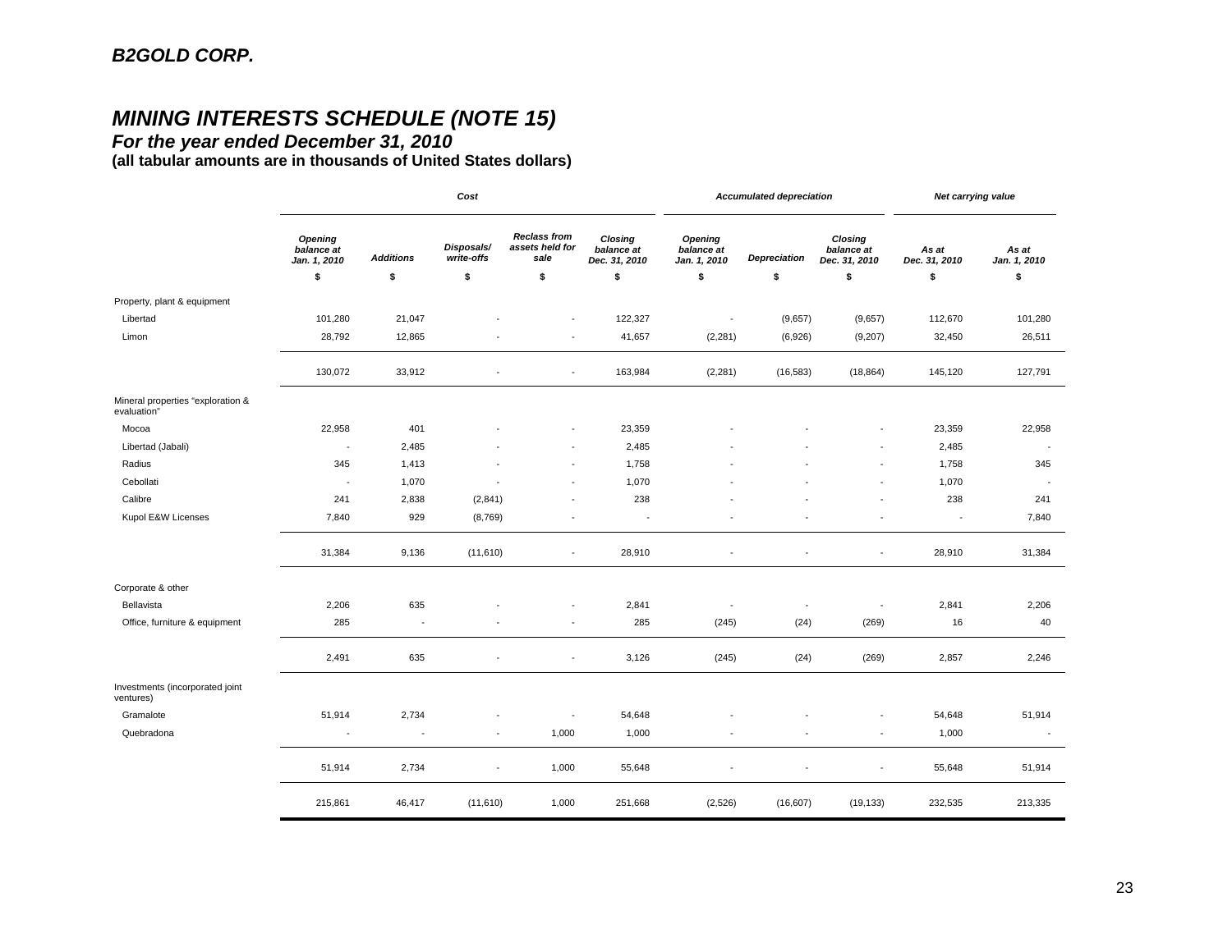**B2GOLD CORP.**

## *MINING INTERESTS SCHEDULE (NOTE 15)*

### *For the year ended December 31, 2010*

**(all tabular amounts are in thousands of United States dollars)**

| | *Cost* | | | | | *Accumulated depreciation* | | | *Net carrying value* | |
|---|---|---|---|---|---|---|---|---|---|---|
| | *Opening balance at Jan. 1, 2010* | *Additions* | *Disposals/ write-offs* | *Reclass from assets held for sale* | *Closing balance at Dec. 31, 2010* | *Opening balance at Jan. 1, 2010* | *Depreciation* | *Closing balance at Dec. 31, 2010* | *As at Dec. 31, 2010* | *As at Jan. 1, 2010* |
| | $ | $ | $ | $ | $ | $ | $ | $ | $ | $ |
| Property, plant & equipment | | | | | | | | | | |
| Libertad | 101,280 | 21,047 | - | - | 122,327 | - | (9,657) | (9,657) | 112,670 | 101,280 |
| Limon | 28,792 | 12,865 | - | - | 41,657 | (2,281) | (6,926) | (9,207) | 32,450 | 26,511 |
| | 130,072 | 33,912 | - | - | 163,984 | (2,281) | (16,583) | (18,864) | 145,120 | 127,791 |
| Mineral properties "exploration & evaluation" | | | | | | | | | | |
| Mocoa | 22,958 | 401 | - | - | 23,359 | - | - | - | 23,359 | 22,958 |
| Libertad (Jabali) | - | 2,485 | - | - | 2,485 | - | - | - | 2,485 | - |
| Radius | 345 | 1,413 | - | - | 1,758 | - | - | - | 1,758 | 345 |
| Cebollati | - | 1,070 | - | - | 1,070 | - | - | - | 1,070 | - |
| Calibre | 241 | 2,838 | (2,841) | - | 238 | - | - | - | 238 | 241 |
| Kupol E&W Licenses | 7,840 | 929 | (8,769) | - | - | - | - | - | - | 7,840 |
| | 31,384 | 9,136 | (11,610) | - | 28,910 | - | - | - | 28,910 | 31,384 |
| Corporate & other | | | | | | | | | | |
| Bellavista | 2,206 | 635 | - | - | 2,841 | - | - | - | 2,841 | 2,206 |
| Office, furniture & equipment | 285 | - | - | - | 285 | (245) | (24) | (269) | 16 | 40 |
| | 2,491 | 635 | - | - | 3,126 | (245) | (24) | (269) | 2,857 | 2,246 |
| Investments (incorporated joint ventures) | | | | | | | | | | |
| Gramalote | 51,914 | 2,734 | - | - | 54,648 | - | - | - | 54,648 | 51,914 |
| Quebradona | - | - | - | 1,000 | 1,000 | - | - | - | 1,000 | - |
| | 51,914 | 2,734 | - | 1,000 | 55,648 | - | - | - | 55,648 | 51,914 |
| | 215,861 | 46,417 | (11,610) | 1,000 | 251,668 | (2,526) | (16,607) | (19,133) | 232,535 | 213,335 |